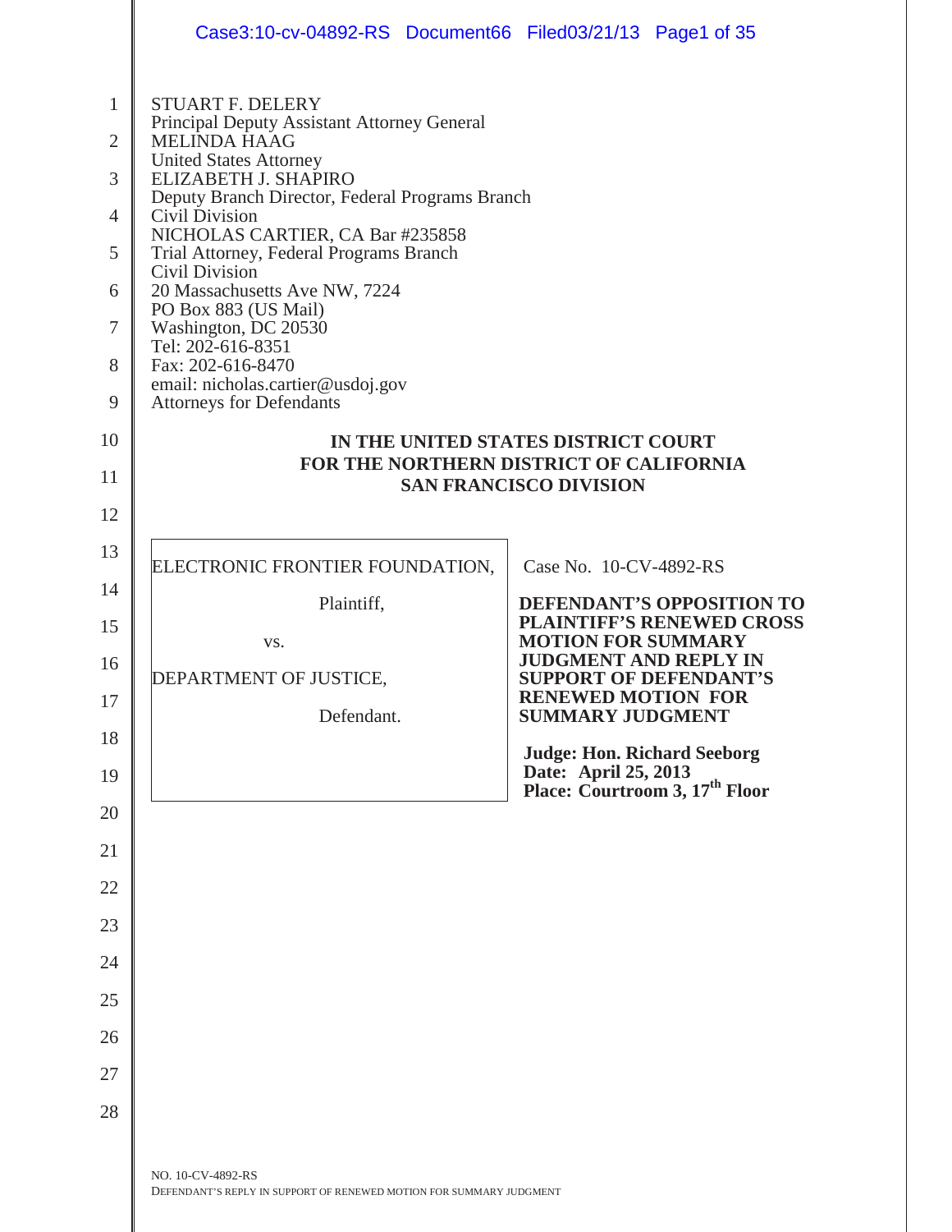STUART F. DELERY
Principal Deputy Assistant Attorney General
MELINDA HAAG
United States Attorney
ELIZABETH J. SHAPIRO
Deputy Branch Director, Federal Programs Branch
Civil Division
NICHOLAS CARTIER, CA Bar #235858
Trial Attorney, Federal Programs Branch
Civil Division
20 Massachusetts Ave NW, 7224
PO Box 883 (US Mail)
Washington, DC 20530
Tel: 202-616-8351
Fax: 202-616-8470
email: nicholas.cartier@usdoj.gov
Attorneys for Defendants

**IN THE UNITED STATES DISTRICT COURT**
**FOR THE NORTHERN DISTRICT OF CALIFORNIA**
**SAN FRANCISCO DIVISION**

| | |
|---|---|
| ELECTRONIC FRONTIER FOUNDATION,<br><br>Plaintiff,<br><br>vs.<br><br>DEPARTMENT OF JUSTICE,<br><br>Defendant. | Case No. 10-CV-4892-RS<br><br>**DEFENDANT'S OPPOSITION TO PLAINTIFF'S RENEWED CROSS MOTION FOR SUMMARY JUDGMENT AND REPLY IN SUPPORT OF DEFENDANT'S RENEWED MOTION FOR SUMMARY JUDGMENT**<br><br>**Judge: Hon. Richard Seeborg**<br>**Date: April 25, 2013**<br>**Place: Courtroom 3, 17th Floor** |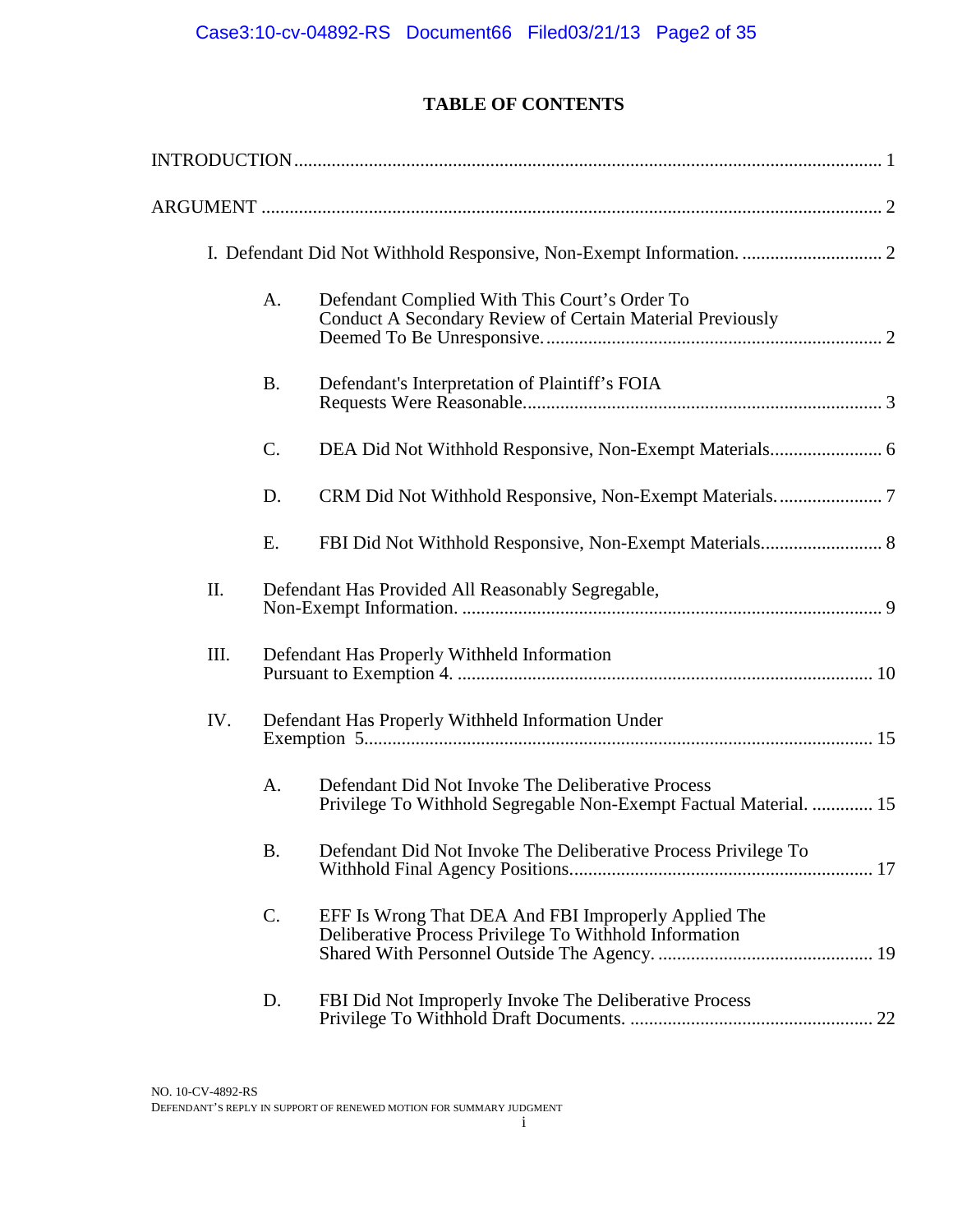# TABLE OF CONTENTS

INTRODUCTION ........................................................................................................................... 1

ARGUMENT ................................................................................................................................ 2

I. Defendant Did Not Withhold Responsive, Non-Exempt Information. ............................. 2

- A. Defendant Complied With This Court's Order To Conduct A Secondary Review of Certain Material Previously Deemed To Be Unresponsive. ....................................................................... 2
- B. Defendant's Interpretation of Plaintiff's FOIA Requests Were Reasonable. .......................................................................... 3
- C. DEA Did Not Withhold Responsive, Non-Exempt Materials. ...................... 6
- D. CRM Did Not Withhold Responsive, Non-Exempt Materials. ..................... 7
- E. FBI Did Not Withhold Responsive, Non-Exempt Materials. ........................ 8

II. Defendant Has Provided All Reasonably Segregable, Non-Exempt Information. ........................................................................................ 9

III. Defendant Has Properly Withheld Information Pursuant to Exemption 4. ........................................................................................ 10

IV. Defendant Has Properly Withheld Information Under Exemption 5. .......................................................................................................... 15

- A. Defendant Did Not Invoke The Deliberative Process Privilege To Withhold Segregable Non-Exempt Factual Material. ............. 15
- B. Defendant Did Not Invoke The Deliberative Process Privilege To Withhold Final Agency Positions. ................................................................ 17
- C. EFF Is Wrong That DEA And FBI Improperly Applied The Deliberative Process Privilege To Withhold Information Shared With Personnel Outside The Agency. ............................................. 19
- D. FBI Did Not Improperly Invoke The Deliberative Process Privilege To Withhold Draft Documents. .................................................... 22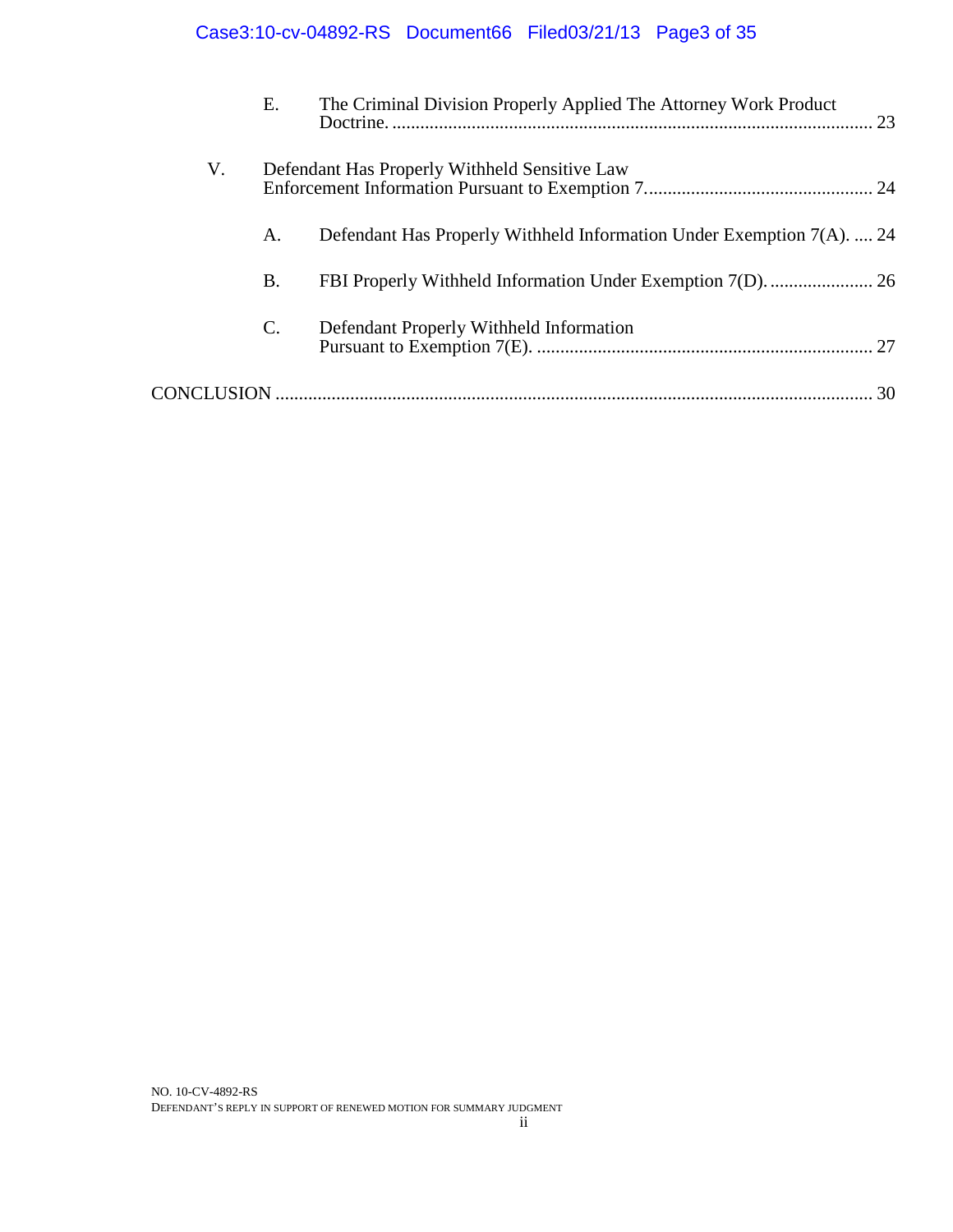E. The Criminal Division Properly Applied The Attorney Work Product Doctrine. ........ 23

V. Defendant Has Properly Withheld Sensitive Law Enforcement Information Pursuant to Exemption 7. ........ 24

A. Defendant Has Properly Withheld Information Under Exemption 7(A). ........ 24

B. FBI Properly Withheld Information Under Exemption 7(D). ........ 26

C. Defendant Properly Withheld Information Pursuant to Exemption 7(E). ........ 27

CONCLUSION ........ 30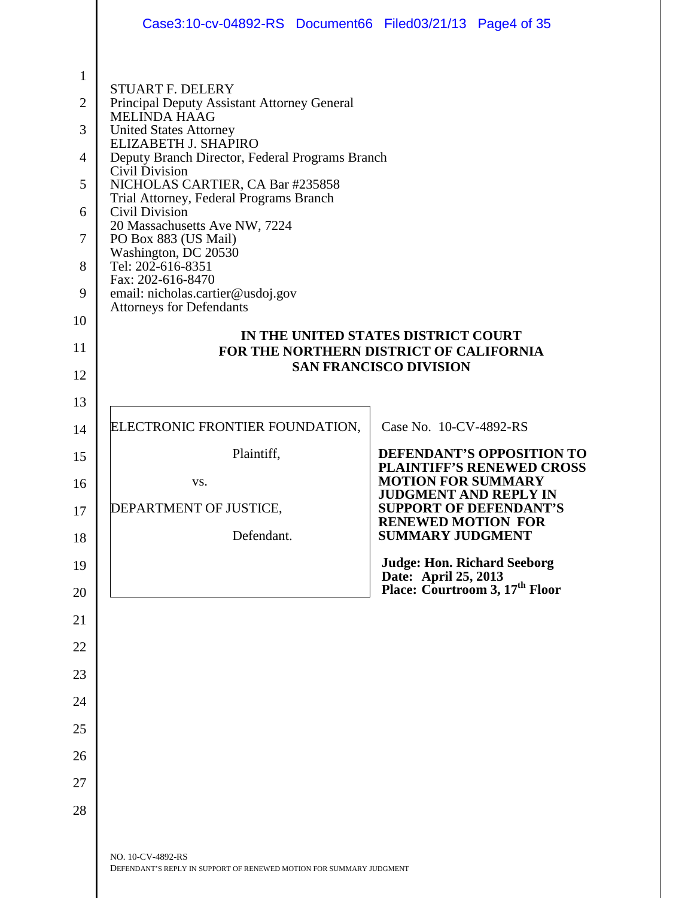STUART F. DELERY
Principal Deputy Assistant Attorney General
MELINDA HAAG
United States Attorney
ELIZABETH J. SHAPIRO
Deputy Branch Director, Federal Programs Branch
Civil Division
NICHOLAS CARTIER, CA Bar #235858
Trial Attorney, Federal Programs Branch
Civil Division
20 Massachusetts Ave NW, 7224
PO Box 883 (US Mail)
Washington, DC 20530
Tel: 202-616-8351
Fax: 202-616-8470
email: nicholas.cartier@usdoj.gov
Attorneys for Defendants

**IN THE UNITED STATES DISTRICT COURT**
**FOR THE NORTHERN DISTRICT OF CALIFORNIA**
**SAN FRANCISCO DIVISION**

| | |
|---|---|
| ELECTRONIC FRONTIER FOUNDATION,<br><br>Plaintiff,<br><br>vs.<br><br>DEPARTMENT OF JUSTICE,<br><br>Defendant. | Case No. 10-CV-4892-RS<br><br>**DEFENDANT'S OPPOSITION TO PLAINTIFF'S RENEWED CROSS MOTION FOR SUMMARY JUDGMENT AND REPLY IN SUPPORT OF DEFENDANT'S RENEWED MOTION FOR SUMMARY JUDGMENT**<br><br>**Judge: Hon. Richard Seeborg**<br>**Date: April 25, 2013**<br>**Place: Courtroom 3, 17th Floor** |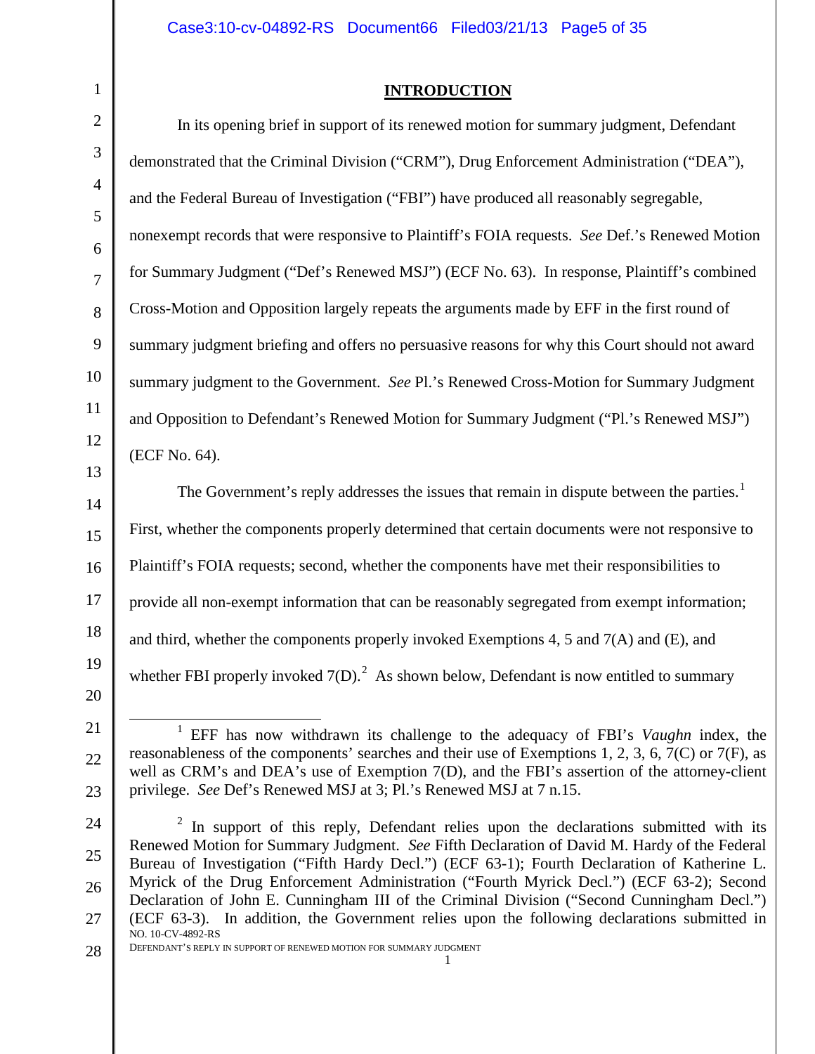## INTRODUCTION

In its opening brief in support of its renewed motion for summary judgment, Defendant demonstrated that the Criminal Division ("CRM"), Drug Enforcement Administration ("DEA"), and the Federal Bureau of Investigation ("FBI") have produced all reasonably segregable, nonexempt records that were responsive to Plaintiff's FOIA requests. *See* Def.'s Renewed Motion for Summary Judgment ("Def's Renewed MSJ") (ECF No. 63). In response, Plaintiff's combined Cross-Motion and Opposition largely repeats the arguments made by EFF in the first round of summary judgment briefing and offers no persuasive reasons for why this Court should not award summary judgment to the Government. *See* Pl.'s Renewed Cross-Motion for Summary Judgment and Opposition to Defendant's Renewed Motion for Summary Judgment ("Pl.'s Renewed MSJ") (ECF No. 64).

The Government's reply addresses the issues that remain in dispute between the parties.[1] First, whether the components properly determined that certain documents were not responsive to Plaintiff's FOIA requests; second, whether the components have met their responsibilities to provide all non-exempt information that can be reasonably segregated from exempt information; and third, whether the components properly invoked Exemptions 4, 5 and 7(A) and (E), and whether FBI properly invoked 7(D).[2] As shown below, Defendant is now entitled to summary

---

[1] EFF has now withdrawn its challenge to the adequacy of FBI's *Vaughn* index, the reasonableness of the components' searches and their use of Exemptions 1, 2, 3, 6, 7(C) or 7(F), as well as CRM's and DEA's use of Exemption 7(D), and the FBI's assertion of the attorney-client privilege. *See* Def's Renewed MSJ at 3; Pl.'s Renewed MSJ at 7 n.15.

[2] In support of this reply, Defendant relies upon the declarations submitted with its Renewed Motion for Summary Judgment. *See* Fifth Declaration of David M. Hardy of the Federal Bureau of Investigation ("Fifth Hardy Decl.") (ECF 63-1); Fourth Declaration of Katherine L. Myrick of the Drug Enforcement Administration ("Fourth Myrick Decl.") (ECF 63-2); Second Declaration of John E. Cunningham III of the Criminal Division ("Second Cunningham Decl.") (ECF 63-3). In addition, the Government relies upon the following declarations submitted in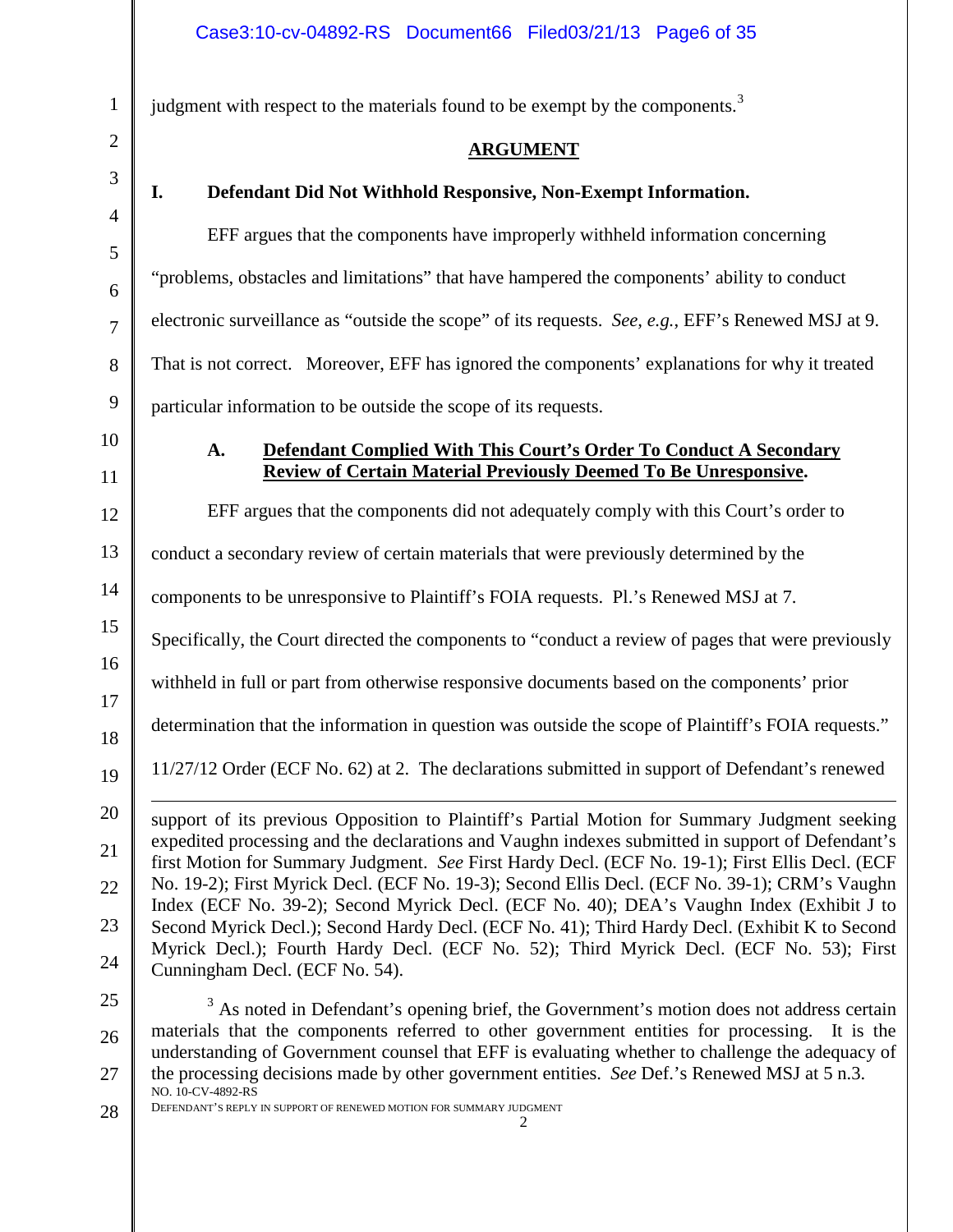judgment with respect to the materials found to be exempt by the components.[3]

## ARGUMENT

### I. Defendant Did Not Withhold Responsive, Non-Exempt Information.

EFF argues that the components have improperly withheld information concerning "problems, obstacles and limitations" that have hampered the components' ability to conduct electronic surveillance as "outside the scope" of its requests. *See, e.g.*, EFF's Renewed MSJ at 9. That is not correct. Moreover, EFF has ignored the components' explanations for why it treated particular information to be outside the scope of its requests.

#### A. Defendant Complied With This Court's Order To Conduct A Secondary Review of Certain Material Previously Deemed To Be Unresponsive.

EFF argues that the components did not adequately comply with this Court's order to conduct a secondary review of certain materials that were previously determined by the components to be unresponsive to Plaintiff's FOIA requests. Pl.'s Renewed MSJ at 7. Specifically, the Court directed the components to "conduct a review of pages that were previously withheld in full or part from otherwise responsive documents based on the components' prior determination that the information in question was outside the scope of Plaintiff's FOIA requests." 11/27/12 Order (ECF No. 62) at 2. The declarations submitted in support of Defendant's renewed

---

support of its previous Opposition to Plaintiff's Partial Motion for Summary Judgment seeking expedited processing and the declarations and Vaughn indexes submitted in support of Defendant's first Motion for Summary Judgment. *See* First Hardy Decl. (ECF No. 19-1); First Ellis Decl. (ECF No. 19-2); First Myrick Decl. (ECF No. 19-3); Second Ellis Decl. (ECF No. 39-1); CRM's Vaughn Index (ECF No. 39-2); Second Myrick Decl. (ECF No. 40); DEA's Vaughn Index (Exhibit J to Second Myrick Decl.); Second Hardy Decl. (ECF No. 41); Third Hardy Decl. (Exhibit K to Second Myrick Decl.); Fourth Hardy Decl. (ECF No. 52); Third Myrick Decl. (ECF No. 53); First Cunningham Decl. (ECF No. 54).

[3] As noted in Defendant's opening brief, the Government's motion does not address certain materials that the components referred to other government entities for processing. It is the understanding of Government counsel that EFF is evaluating whether to challenge the adequacy of the processing decisions made by other government entities. *See* Def.'s Renewed MSJ at 5 n.3.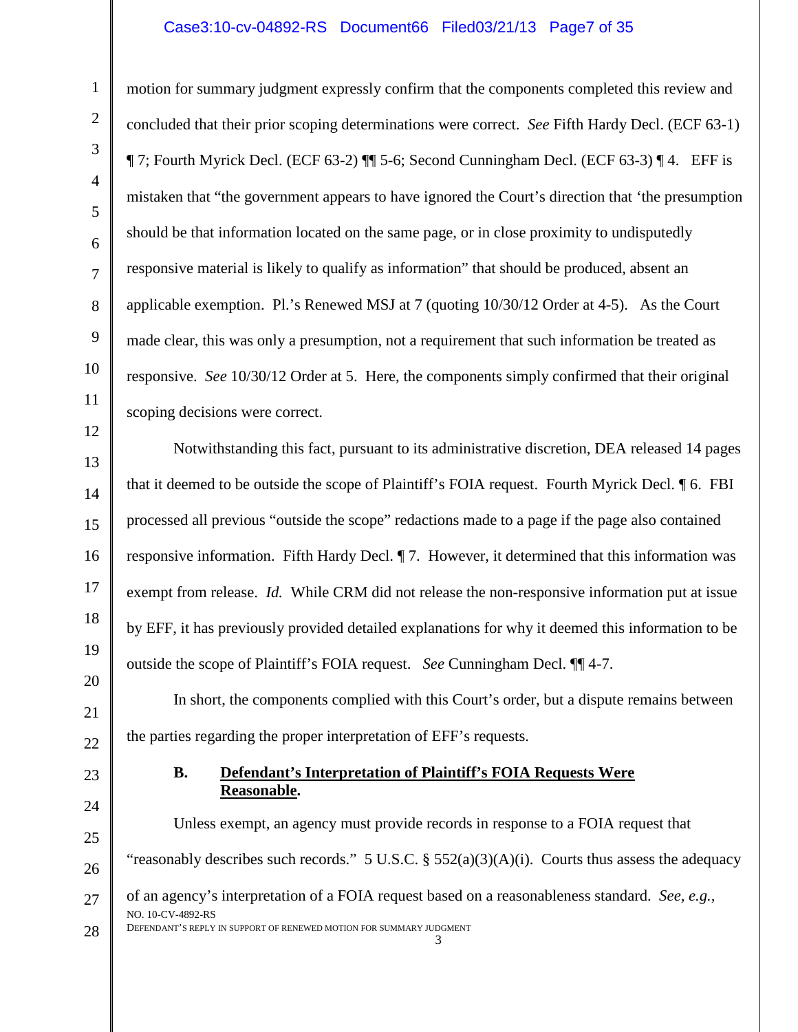motion for summary judgment expressly confirm that the components completed this review and concluded that their prior scoping determinations were correct. *See* Fifth Hardy Decl. (ECF 63-1) ¶ 7; Fourth Myrick Decl. (ECF 63-2) ¶¶ 5-6; Second Cunningham Decl. (ECF 63-3) ¶ 4. EFF is mistaken that "the government appears to have ignored the Court's direction that 'the presumption should be that information located on the same page, or in close proximity to undisputedly responsive material is likely to qualify as information" that should be produced, absent an applicable exemption. Pl.'s Renewed MSJ at 7 (quoting 10/30/12 Order at 4-5). As the Court made clear, this was only a presumption, not a requirement that such information be treated as responsive. *See* 10/30/12 Order at 5. Here, the components simply confirmed that their original scoping decisions were correct.

Notwithstanding this fact, pursuant to its administrative discretion, DEA released 14 pages that it deemed to be outside the scope of Plaintiff's FOIA request. Fourth Myrick Decl. ¶ 6. FBI processed all previous "outside the scope" redactions made to a page if the page also contained responsive information. Fifth Hardy Decl. ¶ 7. However, it determined that this information was exempt from release. *Id.* While CRM did not release the non-responsive information put at issue by EFF, it has previously provided detailed explanations for why it deemed this information to be outside the scope of Plaintiff's FOIA request. *See* Cunningham Decl. ¶¶ 4-7.

In short, the components complied with this Court's order, but a dispute remains between the parties regarding the proper interpretation of EFF's requests.

### B. Defendant's Interpretation of Plaintiff's FOIA Requests Were Reasonable.

Unless exempt, an agency must provide records in response to a FOIA request that "reasonably describes such records." 5 U.S.C. § 552(a)(3)(A)(i). Courts thus assess the adequacy of an agency's interpretation of a FOIA request based on a reasonableness standard. *See, e.g.,*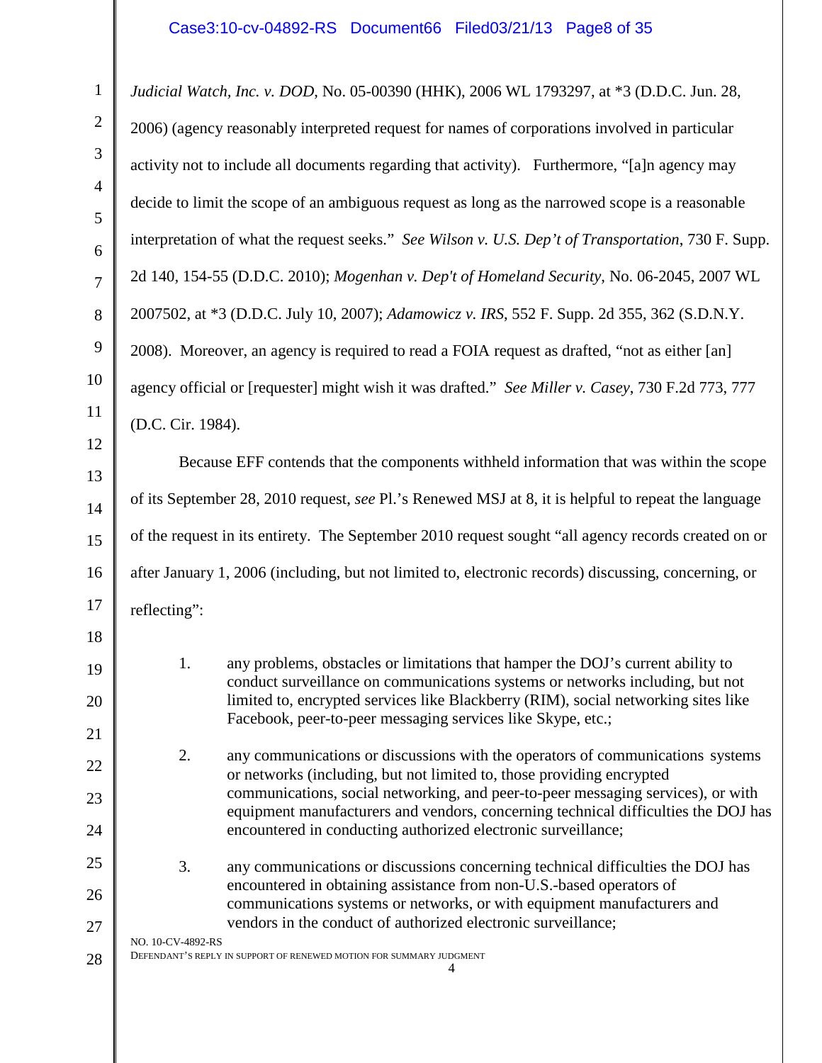*Judicial Watch, Inc. v. DOD*, No. 05-00390 (HHK), 2006 WL 1793297, at *3 (D.D.C. Jun. 28, 2006) (agency reasonably interpreted request for names of corporations involved in particular activity not to include all documents regarding that activity). Furthermore, "[a]n agency may decide to limit the scope of an ambiguous request as long as the narrowed scope is a reasonable interpretation of what the request seeks." *See Wilson v. U.S. Dep't of Transportation*, 730 F. Supp. 2d 140, 154-55 (D.D.C. 2010); *Mogenhan v. Dep't of Homeland Security*, No. 06-2045, 2007 WL 2007502, at *3 (D.D.C. July 10, 2007); *Adamowicz v. IRS*, 552 F. Supp. 2d 355, 362 (S.D.N.Y. 2008). Moreover, an agency is required to read a FOIA request as drafted, "not as either [an] agency official or [requester] might wish it was drafted." *See Miller v. Casey*, 730 F.2d 773, 777 (D.C. Cir. 1984).

Because EFF contends that the components withheld information that was within the scope of its September 28, 2010 request, *see* Pl.'s Renewed MSJ at 8, it is helpful to repeat the language of the request in its entirety. The September 2010 request sought "all agency records created on or after January 1, 2006 (including, but not limited to, electronic records) discussing, concerning, or reflecting":

1. any problems, obstacles or limitations that hamper the DOJ's current ability to conduct surveillance on communications systems or networks including, but not limited to, encrypted services like Blackberry (RIM), social networking sites like Facebook, peer-to-peer messaging services like Skype, etc.;

2. any communications or discussions with the operators of communications systems or networks (including, but not limited to, those providing encrypted communications, social networking, and peer-to-peer messaging services), or with equipment manufacturers and vendors, concerning technical difficulties the DOJ has encountered in conducting authorized electronic surveillance;

3. any communications or discussions concerning technical difficulties the DOJ has encountered in obtaining assistance from non-U.S.-based operators of communications systems or networks, or with equipment manufacturers and vendors in the conduct of authorized electronic surveillance;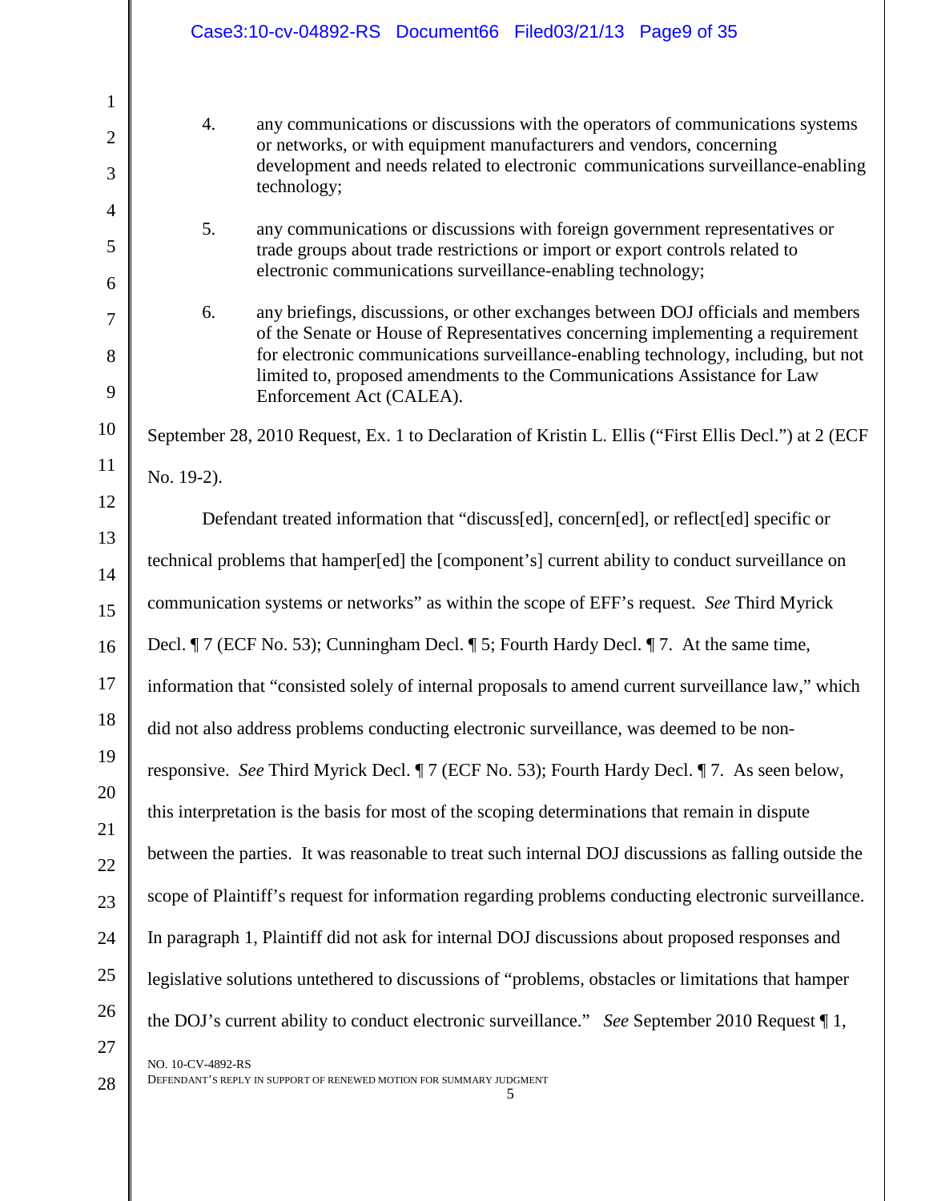4. any communications or discussions with the operators of communications systems or networks, or with equipment manufacturers and vendors, concerning development and needs related to electronic communications surveillance-enabling technology;

5. any communications or discussions with foreign government representatives or trade groups about trade restrictions or import or export controls related to electronic communications surveillance-enabling technology;

6. any briefings, discussions, or other exchanges between DOJ officials and members of the Senate or House of Representatives concerning implementing a requirement for electronic communications surveillance-enabling technology, including, but not limited to, proposed amendments to the Communications Assistance for Law Enforcement Act (CALEA).

September 28, 2010 Request, Ex. 1 to Declaration of Kristin L. Ellis ("First Ellis Decl.") at 2 (ECF No. 19-2).

Defendant treated information that "discuss[ed], concern[ed], or reflect[ed] specific or technical problems that hamper[ed] the [component's] current ability to conduct surveillance on communication systems or networks" as within the scope of EFF's request. *See* Third Myrick Decl. ¶ 7 (ECF No. 53); Cunningham Decl. ¶ 5; Fourth Hardy Decl. ¶ 7. At the same time, information that "consisted solely of internal proposals to amend current surveillance law," which did not also address problems conducting electronic surveillance, was deemed to be non-responsive. *See* Third Myrick Decl. ¶ 7 (ECF No. 53); Fourth Hardy Decl. ¶ 7. As seen below, this interpretation is the basis for most of the scoping determinations that remain in dispute between the parties. It was reasonable to treat such internal DOJ discussions as falling outside the scope of Plaintiff's request for information regarding problems conducting electronic surveillance. In paragraph 1, Plaintiff did not ask for internal DOJ discussions about proposed responses and legislative solutions untethered to discussions of "problems, obstacles or limitations that hamper the DOJ's current ability to conduct electronic surveillance." *See* September 2010 Request ¶ 1,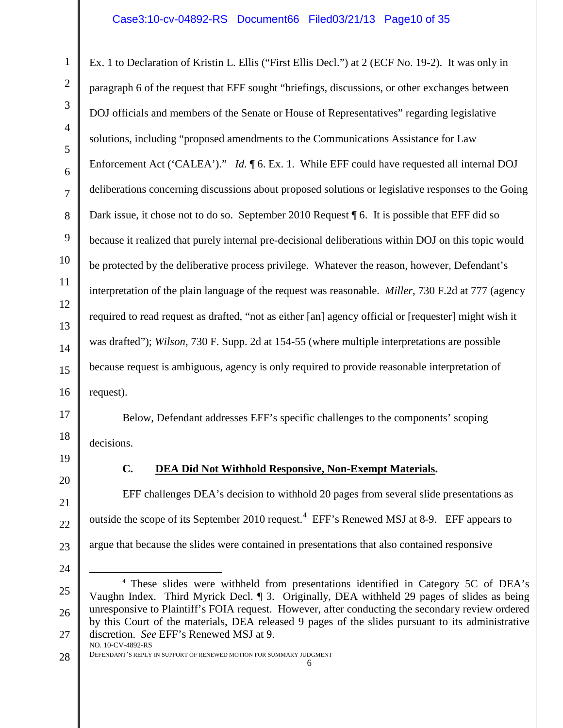Ex. 1 to Declaration of Kristin L. Ellis ("First Ellis Decl.") at 2 (ECF No. 19-2). It was only in paragraph 6 of the request that EFF sought "briefings, discussions, or other exchanges between DOJ officials and members of the Senate or House of Representatives" regarding legislative solutions, including "proposed amendments to the Communications Assistance for Law Enforcement Act ('CALEA')." *Id.* ¶ 6. Ex. 1. While EFF could have requested all internal DOJ deliberations concerning discussions about proposed solutions or legislative responses to the Going Dark issue, it chose not to do so. September 2010 Request ¶ 6. It is possible that EFF did so because it realized that purely internal pre-decisional deliberations within DOJ on this topic would be protected by the deliberative process privilege. Whatever the reason, however, Defendant's interpretation of the plain language of the request was reasonable. *Miller*, 730 F.2d at 777 (agency required to read request as drafted, "not as either [an] agency official or [requester] might wish it was drafted"); *Wilson*, 730 F. Supp. 2d at 154-55 (where multiple interpretations are possible because request is ambiguous, agency is only required to provide reasonable interpretation of request).

Below, Defendant addresses EFF's specific challenges to the components' scoping decisions.

### C. <u>DEA Did Not Withhold Responsive, Non-Exempt Materials</u>.

EFF challenges DEA's decision to withhold 20 pages from several slide presentations as outside the scope of its September 2010 request.[4] EFF's Renewed MSJ at 8-9. EFF appears to argue that because the slides were contained in presentations that also contained responsive

---

[4] These slides were withheld from presentations identified in Category 5C of DEA's Vaughn Index. Third Myrick Decl. ¶ 3. Originally, DEA withheld 29 pages of slides as being unresponsive to Plaintiff's FOIA request. However, after conducting the secondary review ordered by this Court of the materials, DEA released 9 pages of the slides pursuant to its administrative discretion. *See* EFF's Renewed MSJ at 9.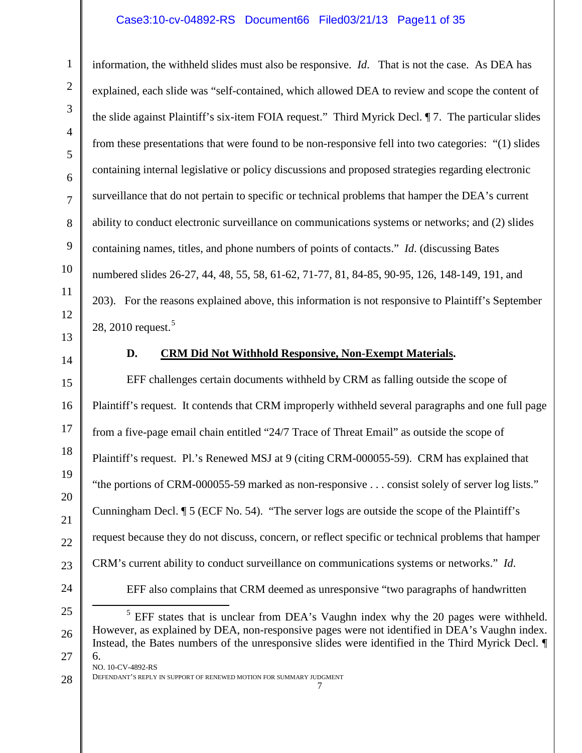information, the withheld slides must also be responsive. *Id.* That is not the case. As DEA has explained, each slide was "self-contained, which allowed DEA to review and scope the content of the slide against Plaintiff's six-item FOIA request." Third Myrick Decl. ¶ 7. The particular slides from these presentations that were found to be non-responsive fell into two categories: "(1) slides containing internal legislative or policy discussions and proposed strategies regarding electronic surveillance that do not pertain to specific or technical problems that hamper the DEA's current ability to conduct electronic surveillance on communications systems or networks; and (2) slides containing names, titles, and phone numbers of points of contacts." *Id.* (discussing Bates numbered slides 26-27, 44, 48, 55, 58, 61-62, 71-77, 81, 84-85, 90-95, 126, 148-149, 191, and 203). For the reasons explained above, this information is not responsive to Plaintiff's September 28, 2010 request.[5]

### D. <u>CRM Did Not Withhold Responsive, Non-Exempt Materials</u>.

EFF challenges certain documents withheld by CRM as falling outside the scope of Plaintiff's request. It contends that CRM improperly withheld several paragraphs and one full page from a five-page email chain entitled "24/7 Trace of Threat Email" as outside the scope of Plaintiff's request. Pl.'s Renewed MSJ at 9 (citing CRM-000055-59). CRM has explained that "the portions of CRM-000055-59 marked as non-responsive . . . consist solely of server log lists." Cunningham Decl. ¶ 5 (ECF No. 54). "The server logs are outside the scope of the Plaintiff's request because they do not discuss, concern, or reflect specific or technical problems that hamper CRM's current ability to conduct surveillance on communications systems or networks." *Id.*

EFF also complains that CRM deemed as unresponsive "two paragraphs of handwritten

[5] EFF states that is unclear from DEA's Vaughn index why the 20 pages were withheld. However, as explained by DEA, non-responsive pages were not identified in DEA's Vaughn index. Instead, the Bates numbers of the unresponsive slides were identified in the Third Myrick Decl. ¶ 6.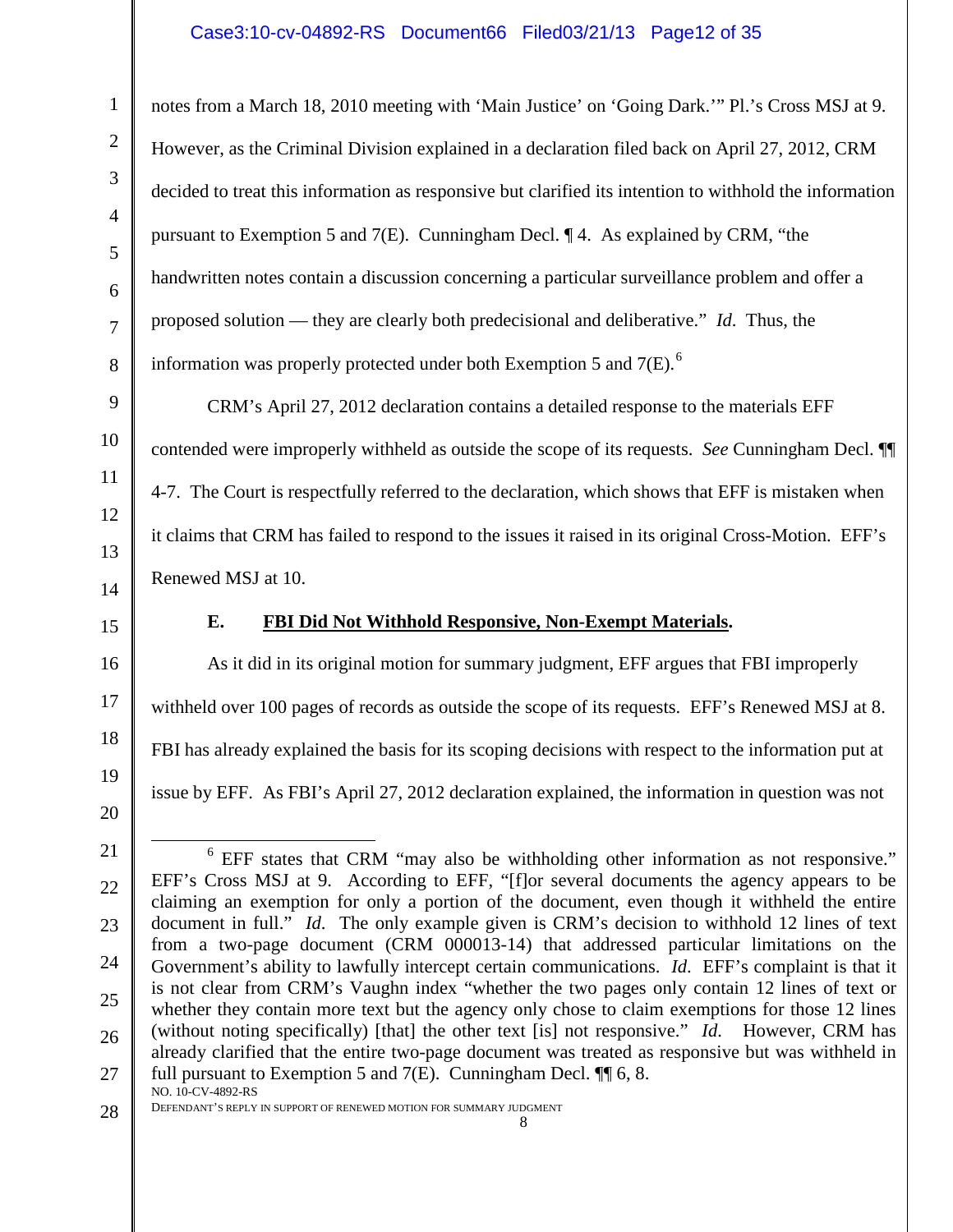notes from a March 18, 2010 meeting with 'Main Justice' on 'Going Dark.'" Pl.'s Cross MSJ at 9. However, as the Criminal Division explained in a declaration filed back on April 27, 2012, CRM decided to treat this information as responsive but clarified its intention to withhold the information pursuant to Exemption 5 and 7(E). Cunningham Decl. ¶ 4. As explained by CRM, "the handwritten notes contain a discussion concerning a particular surveillance problem and offer a proposed solution — they are clearly both predecisional and deliberative." *Id.* Thus, the information was properly protected under both Exemption 5 and 7(E).[6]

CRM's April 27, 2012 declaration contains a detailed response to the materials EFF contended were improperly withheld as outside the scope of its requests. *See* Cunningham Decl. ¶¶ 4-7. The Court is respectfully referred to the declaration, which shows that EFF is mistaken when it claims that CRM has failed to respond to the issues it raised in its original Cross-Motion. EFF's Renewed MSJ at 10.

### E. <u>FBI Did Not Withhold Responsive, Non-Exempt Materials</u>.

As it did in its original motion for summary judgment, EFF argues that FBI improperly withheld over 100 pages of records as outside the scope of its requests. EFF's Renewed MSJ at 8. FBI has already explained the basis for its scoping decisions with respect to the information put at issue by EFF. As FBI's April 27, 2012 declaration explained, the information in question was not

---

[6] EFF states that CRM "may also be withholding other information as not responsive." EFF's Cross MSJ at 9. According to EFF, "[f]or several documents the agency appears to be claiming an exemption for only a portion of the document, even though it withheld the entire document in full." *Id.* The only example given is CRM's decision to withhold 12 lines of text from a two-page document (CRM 000013-14) that addressed particular limitations on the Government's ability to lawfully intercept certain communications. *Id.* EFF's complaint is that it is not clear from CRM's Vaughn index "whether the two pages only contain 12 lines of text or whether they contain more text but the agency only chose to claim exemptions for those 12 lines (without noting specifically) [that] the other text [is] not responsive." *Id.* However, CRM has already clarified that the entire two-page document was treated as responsive but was withheld in full pursuant to Exemption 5 and 7(E). Cunningham Decl. ¶¶ 6, 8.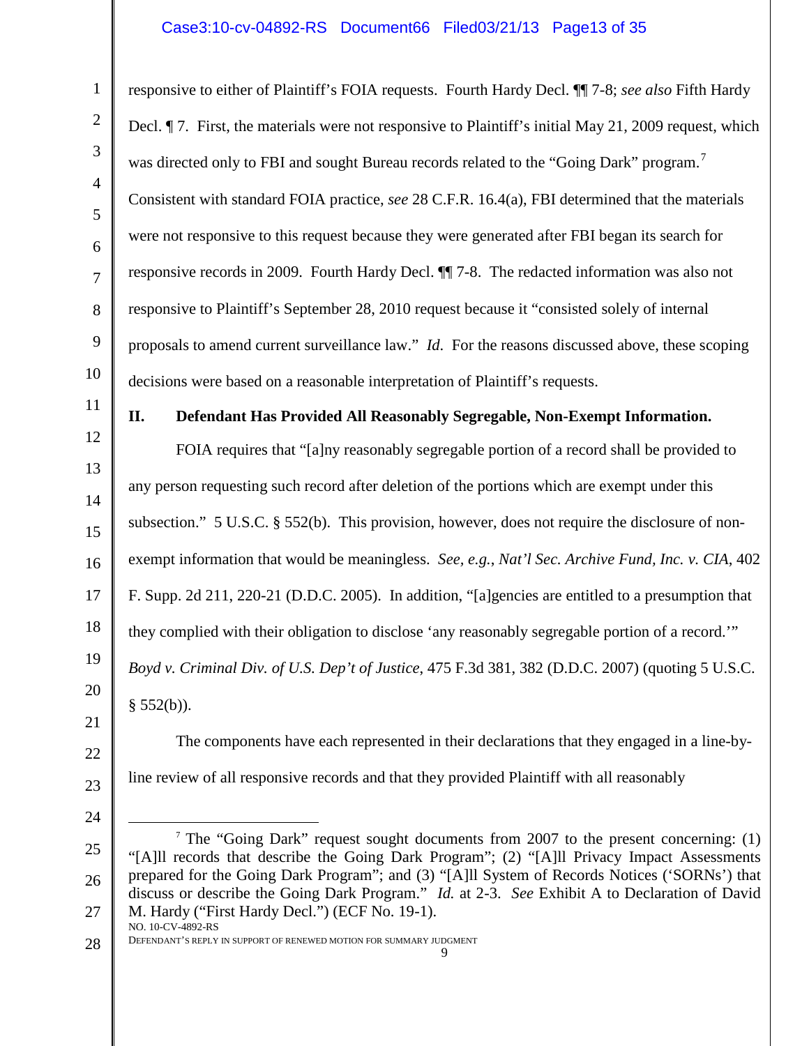responsive to either of Plaintiff's FOIA requests. Fourth Hardy Decl. ¶¶ 7-8; *see also* Fifth Hardy Decl. ¶ 7. First, the materials were not responsive to Plaintiff's initial May 21, 2009 request, which was directed only to FBI and sought Bureau records related to the "Going Dark" program.[7] Consistent with standard FOIA practice, *see* 28 C.F.R. 16.4(a), FBI determined that the materials were not responsive to this request because they were generated after FBI began its search for responsive records in 2009. Fourth Hardy Decl. ¶¶ 7-8. The redacted information was also not responsive to Plaintiff's September 28, 2010 request because it "consisted solely of internal proposals to amend current surveillance law." *Id.* For the reasons discussed above, these scoping decisions were based on a reasonable interpretation of Plaintiff's requests.

## II. Defendant Has Provided All Reasonably Segregable, Non-Exempt Information.

FOIA requires that "[a]ny reasonably segregable portion of a record shall be provided to any person requesting such record after deletion of the portions which are exempt under this subsection." 5 U.S.C. § 552(b). This provision, however, does not require the disclosure of non-exempt information that would be meaningless. *See, e.g.*, *Nat'l Sec. Archive Fund, Inc. v. CIA*, 402 F. Supp. 2d 211, 220-21 (D.D.C. 2005). In addition, "[a]gencies are entitled to a presumption that they complied with their obligation to disclose 'any reasonably segregable portion of a record.'" *Boyd v. Criminal Div. of U.S. Dep't of Justice*, 475 F.3d 381, 382 (D.D.C. 2007) (quoting 5 U.S.C. § 552(b)).

The components have each represented in their declarations that they engaged in a line-by-line review of all responsive records and that they provided Plaintiff with all reasonably

---

[7] The "Going Dark" request sought documents from 2007 to the present concerning: (1) "[A]ll records that describe the Going Dark Program"; (2) "[A]ll Privacy Impact Assessments prepared for the Going Dark Program"; and (3) "[A]ll System of Records Notices ('SORNs') that discuss or describe the Going Dark Program." *Id.* at 2-3. *See* Exhibit A to Declaration of David M. Hardy ("First Hardy Decl.") (ECF No. 19-1).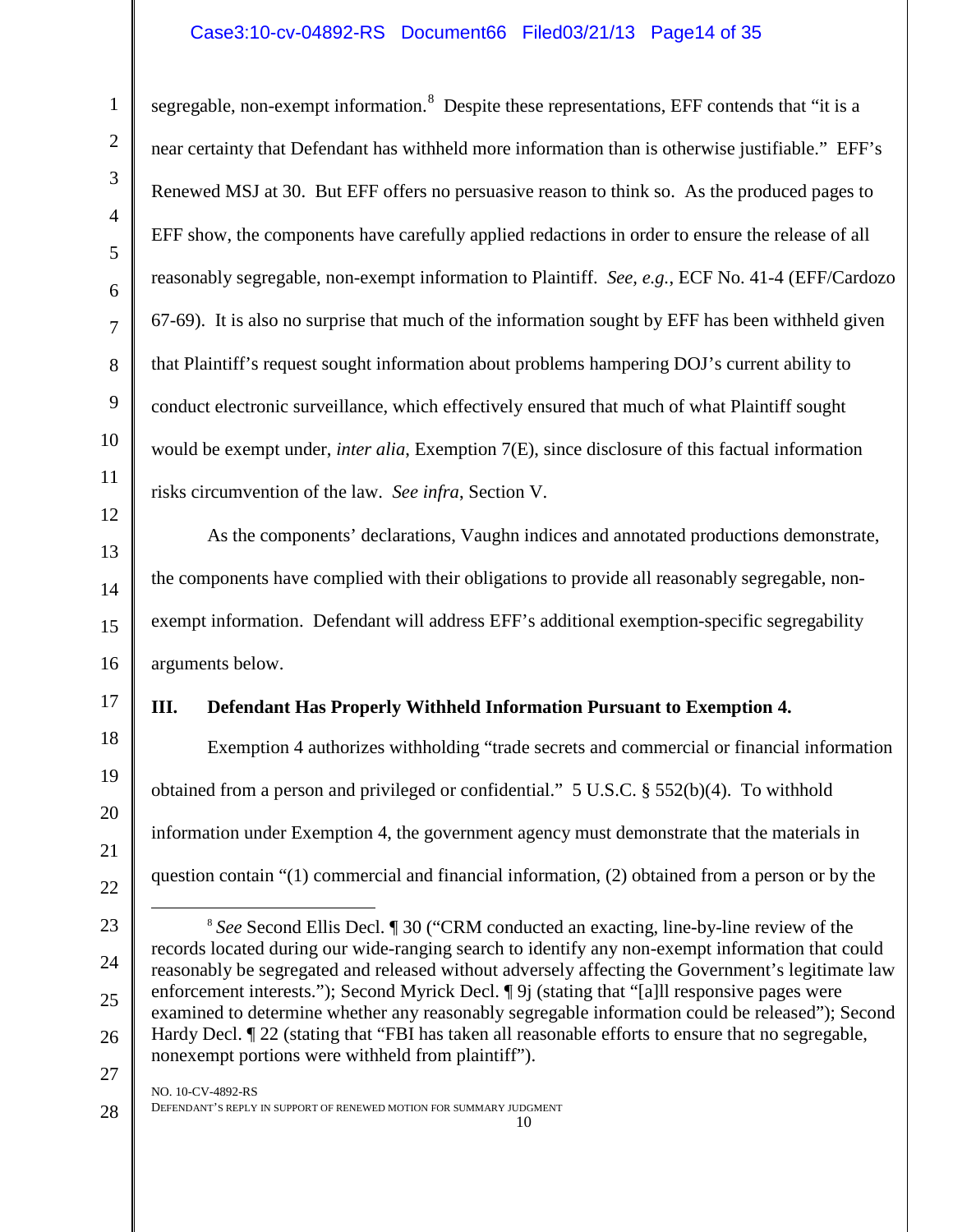segregable, non-exempt information.[8] Despite these representations, EFF contends that "it is a near certainty that Defendant has withheld more information than is otherwise justifiable." EFF's Renewed MSJ at 30. But EFF offers no persuasive reason to think so. As the produced pages to EFF show, the components have carefully applied redactions in order to ensure the release of all reasonably segregable, non-exempt information to Plaintiff. *See, e.g.*, ECF No. 41-4 (EFF/Cardozo 67-69). It is also no surprise that much of the information sought by EFF has been withheld given that Plaintiff's request sought information about problems hampering DOJ's current ability to conduct electronic surveillance, which effectively ensured that much of what Plaintiff sought would be exempt under, *inter alia*, Exemption 7(E), since disclosure of this factual information risks circumvention of the law. *See infra*, Section V.

As the components' declarations, Vaughn indices and annotated productions demonstrate, the components have complied with their obligations to provide all reasonably segregable, non-exempt information. Defendant will address EFF's additional exemption-specific segregability arguments below.

## III. Defendant Has Properly Withheld Information Pursuant to Exemption 4.

Exemption 4 authorizes withholding "trade secrets and commercial or financial information obtained from a person and privileged or confidential." 5 U.S.C. § 552(b)(4). To withhold information under Exemption 4, the government agency must demonstrate that the materials in question contain "(1) commercial and financial information, (2) obtained from a person or by the

---

[8] *See* Second Ellis Decl. ¶ 30 ("CRM conducted an exacting, line-by-line review of the records located during our wide-ranging search to identify any non-exempt information that could reasonably be segregated and released without adversely affecting the Government's legitimate law enforcement interests."); Second Myrick Decl. ¶ 9j (stating that "[a]ll responsive pages were examined to determine whether any reasonably segregable information could be released"); Second Hardy Decl. ¶ 22 (stating that "FBI has taken all reasonable efforts to ensure that no segregable, nonexempt portions were withheld from plaintiff").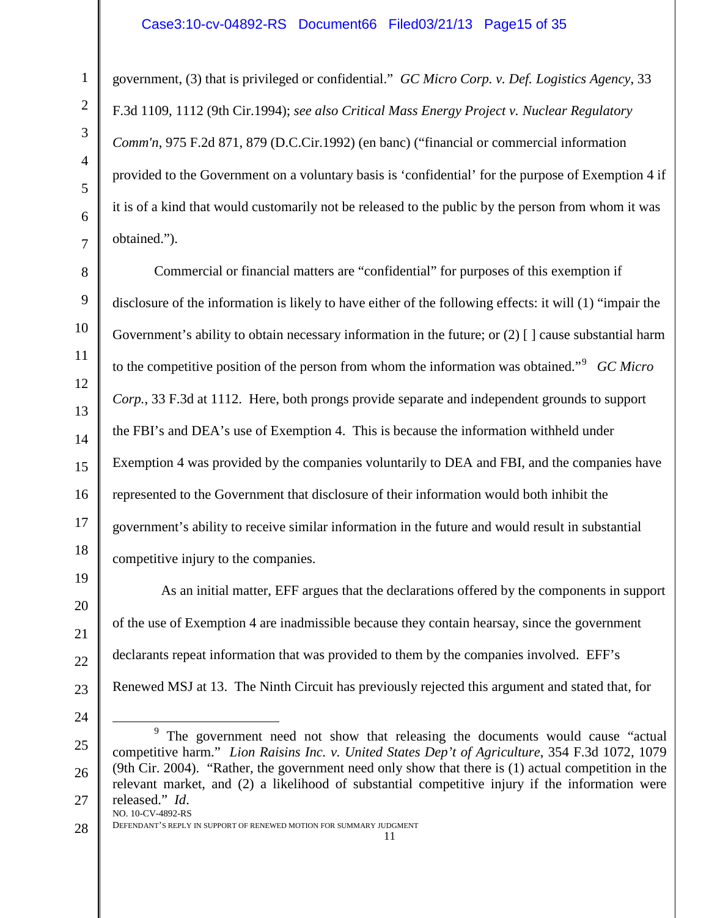government, (3) that is privileged or confidential." *GC Micro Corp. v. Def. Logistics Agency*, 33 F.3d 1109, 1112 (9th Cir.1994); *see also Critical Mass Energy Project v. Nuclear Regulatory Comm'n*, 975 F.2d 871, 879 (D.C.Cir.1992) (en banc) ("financial or commercial information provided to the Government on a voluntary basis is 'confidential' for the purpose of Exemption 4 if it is of a kind that would customarily not be released to the public by the person from whom it was obtained.").

Commercial or financial matters are "confidential" for purposes of this exemption if disclosure of the information is likely to have either of the following effects: it will (1) "impair the Government's ability to obtain necessary information in the future; or (2) [ ] cause substantial harm to the competitive position of the person from whom the information was obtained."[9] *GC Micro Corp.*, 33 F.3d at 1112. Here, both prongs provide separate and independent grounds to support the FBI's and DEA's use of Exemption 4. This is because the information withheld under Exemption 4 was provided by the companies voluntarily to DEA and FBI, and the companies have represented to the Government that disclosure of their information would both inhibit the government's ability to receive similar information in the future and would result in substantial competitive injury to the companies.

As an initial matter, EFF argues that the declarations offered by the components in support of the use of Exemption 4 are inadmissible because they contain hearsay, since the government declarants repeat information that was provided to them by the companies involved. EFF's Renewed MSJ at 13. The Ninth Circuit has previously rejected this argument and stated that, for

---

[9] The government need not show that releasing the documents would cause "actual competitive harm." *Lion Raisins Inc. v. United States Dep't of Agriculture*, 354 F.3d 1072, 1079 (9th Cir. 2004). "Rather, the government need only show that there is (1) actual competition in the relevant market, and (2) a likelihood of substantial competitive injury if the information were released." *Id*.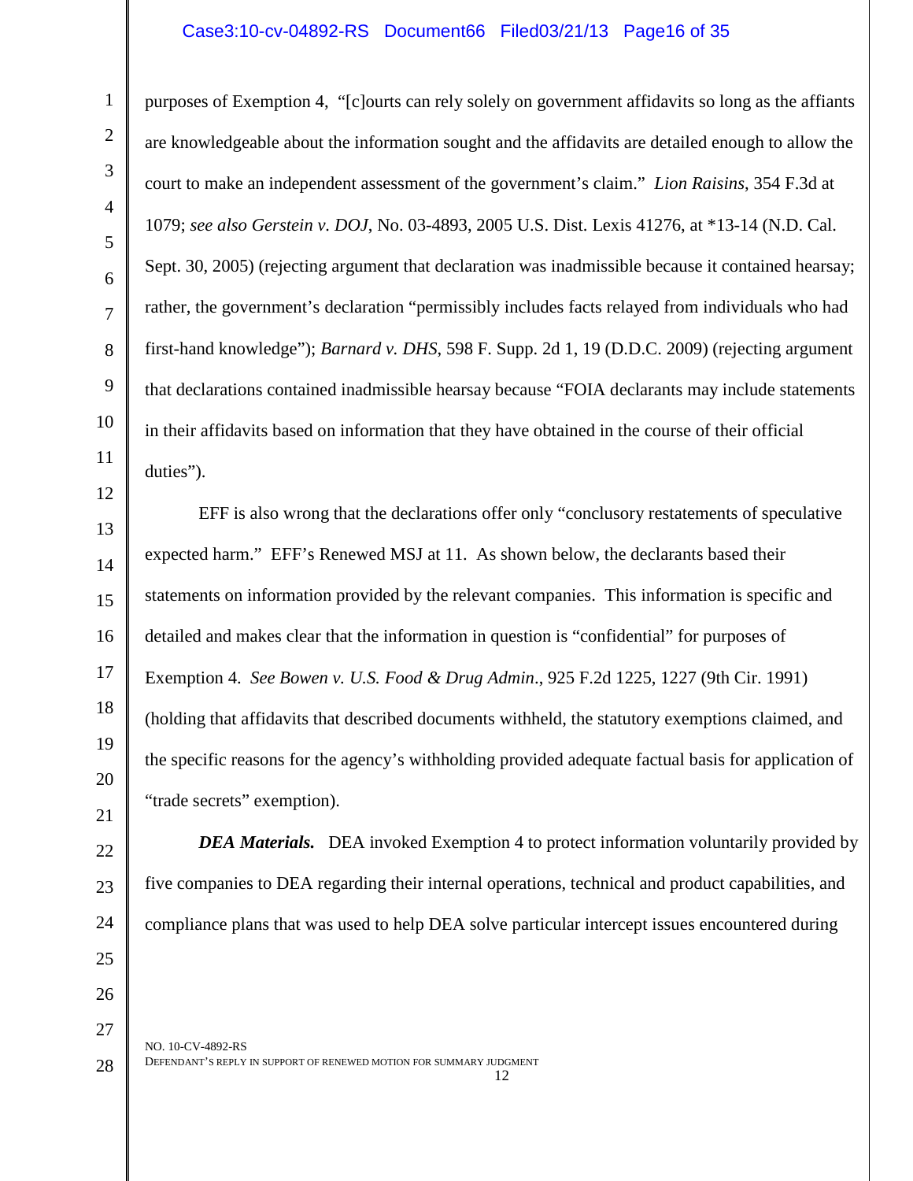purposes of Exemption 4, "[c]ourts can rely solely on government affidavits so long as the affiants are knowledgeable about the information sought and the affidavits are detailed enough to allow the court to make an independent assessment of the government's claim." *Lion Raisins*, 354 F.3d at 1079; *see also Gerstein v. DOJ*, No. 03-4893, 2005 U.S. Dist. Lexis 41276, at *13-14 (N.D. Cal. Sept. 30, 2005) (rejecting argument that declaration was inadmissible because it contained hearsay; rather, the government's declaration "permissibly includes facts relayed from individuals who had first-hand knowledge"); *Barnard v. DHS*, 598 F. Supp. 2d 1, 19 (D.D.C. 2009) (rejecting argument that declarations contained inadmissible hearsay because "FOIA declarants may include statements in their affidavits based on information that they have obtained in the course of their official duties").

EFF is also wrong that the declarations offer only "conclusory restatements of speculative expected harm." EFF's Renewed MSJ at 11. As shown below, the declarants based their statements on information provided by the relevant companies. This information is specific and detailed and makes clear that the information in question is "confidential" for purposes of Exemption 4. *See Bowen v. U.S. Food & Drug Admin*., 925 F.2d 1225, 1227 (9th Cir. 1991) (holding that affidavits that described documents withheld, the statutory exemptions claimed, and the specific reasons for the agency's withholding provided adequate factual basis for application of "trade secrets" exemption).

***DEA Materials.*** DEA invoked Exemption 4 to protect information voluntarily provided by five companies to DEA regarding their internal operations, technical and product capabilities, and compliance plans that was used to help DEA solve particular intercept issues encountered during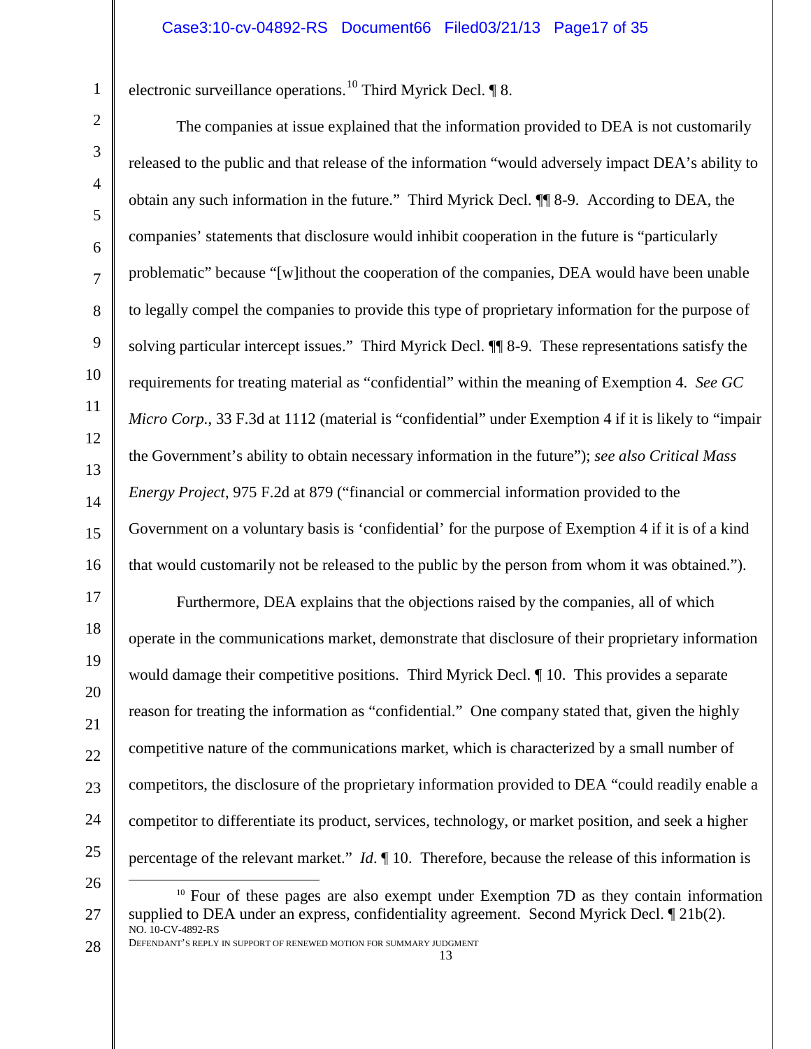electronic surveillance operations.[10] Third Myrick Decl. ¶ 8.

The companies at issue explained that the information provided to DEA is not customarily released to the public and that release of the information "would adversely impact DEA's ability to obtain any such information in the future." Third Myrick Decl. ¶¶ 8-9. According to DEA, the companies' statements that disclosure would inhibit cooperation in the future is "particularly problematic" because "[w]ithout the cooperation of the companies, DEA would have been unable to legally compel the companies to provide this type of proprietary information for the purpose of solving particular intercept issues." Third Myrick Decl. ¶¶ 8-9. These representations satisfy the requirements for treating material as "confidential" within the meaning of Exemption 4. *See GC Micro Corp.*, 33 F.3d at 1112 (material is "confidential" under Exemption 4 if it is likely to "impair the Government's ability to obtain necessary information in the future"); *see also Critical Mass Energy Project*, 975 F.2d at 879 ("financial or commercial information provided to the Government on a voluntary basis is 'confidential' for the purpose of Exemption 4 if it is of a kind that would customarily not be released to the public by the person from whom it was obtained.").

Furthermore, DEA explains that the objections raised by the companies, all of which operate in the communications market, demonstrate that disclosure of their proprietary information would damage their competitive positions. Third Myrick Decl. ¶ 10. This provides a separate reason for treating the information as "confidential." One company stated that, given the highly competitive nature of the communications market, which is characterized by a small number of competitors, the disclosure of the proprietary information provided to DEA "could readily enable a competitor to differentiate its product, services, technology, or market position, and seek a higher percentage of the relevant market." *Id.* ¶ 10. Therefore, because the release of this information is

[10] Four of these pages are also exempt under Exemption 7D as they contain information supplied to DEA under an express, confidentiality agreement. Second Myrick Decl. ¶ 21b(2).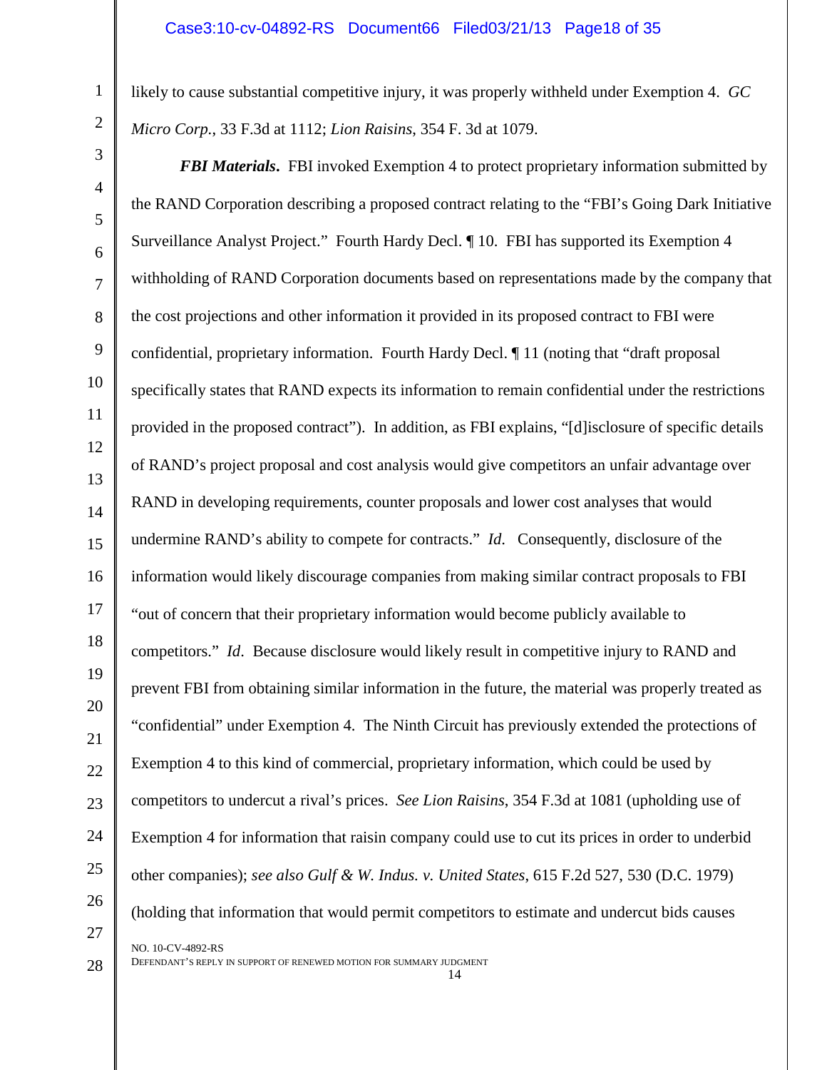likely to cause substantial competitive injury, it was properly withheld under Exemption 4. *GC Micro Corp.*, 33 F.3d at 1112; *Lion Raisins*, 354 F. 3d at 1079.

***FBI Materials*.** FBI invoked Exemption 4 to protect proprietary information submitted by the RAND Corporation describing a proposed contract relating to the "FBI's Going Dark Initiative Surveillance Analyst Project." Fourth Hardy Decl. ¶ 10. FBI has supported its Exemption 4 withholding of RAND Corporation documents based on representations made by the company that the cost projections and other information it provided in its proposed contract to FBI were confidential, proprietary information. Fourth Hardy Decl. ¶ 11 (noting that "draft proposal specifically states that RAND expects its information to remain confidential under the restrictions provided in the proposed contract"). In addition, as FBI explains, "[d]isclosure of specific details of RAND's project proposal and cost analysis would give competitors an unfair advantage over RAND in developing requirements, counter proposals and lower cost analyses that would undermine RAND's ability to compete for contracts." *Id.* Consequently, disclosure of the information would likely discourage companies from making similar contract proposals to FBI "out of concern that their proprietary information would become publicly available to competitors." *Id.* Because disclosure would likely result in competitive injury to RAND and prevent FBI from obtaining similar information in the future, the material was properly treated as "confidential" under Exemption 4. The Ninth Circuit has previously extended the protections of Exemption 4 to this kind of commercial, proprietary information, which could be used by competitors to undercut a rival's prices. *See Lion Raisins*, 354 F.3d at 1081 (upholding use of Exemption 4 for information that raisin company could use to cut its prices in order to underbid other companies); *see also Gulf & W. Indus. v. United States*, 615 F.2d 527, 530 (D.C. 1979) (holding that information that would permit competitors to estimate and undercut bids causes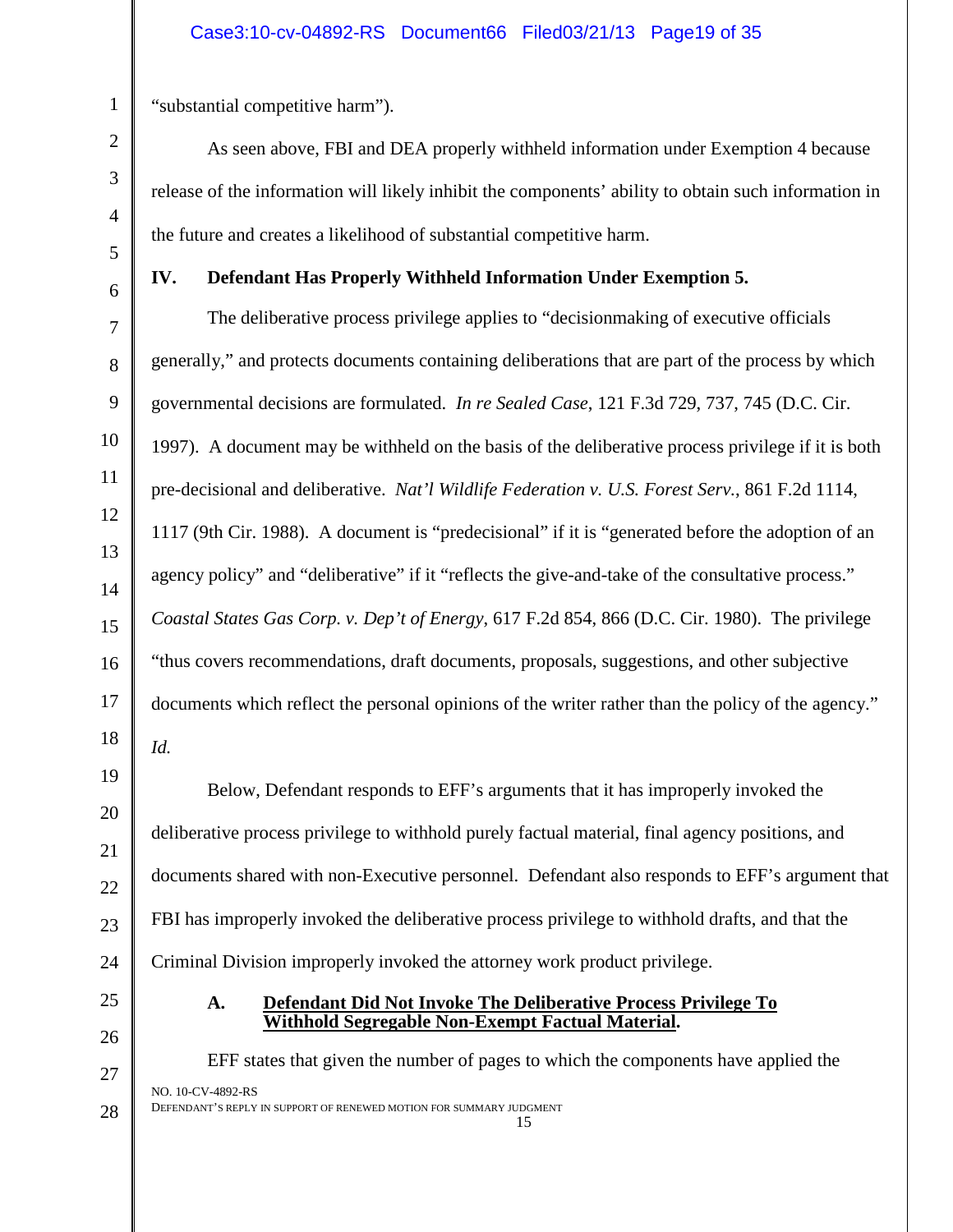"substantial competitive harm").

As seen above, FBI and DEA properly withheld information under Exemption 4 because release of the information will likely inhibit the components' ability to obtain such information in the future and creates a likelihood of substantial competitive harm.

## IV. Defendant Has Properly Withheld Information Under Exemption 5.

The deliberative process privilege applies to "decisionmaking of executive officials generally," and protects documents containing deliberations that are part of the process by which governmental decisions are formulated. *In re Sealed Case*, 121 F.3d 729, 737, 745 (D.C. Cir. 1997). A document may be withheld on the basis of the deliberative process privilege if it is both pre-decisional and deliberative. *Nat'l Wildlife Federation v. U.S. Forest Serv.*, 861 F.2d 1114, 1117 (9th Cir. 1988). A document is "predecisional" if it is "generated before the adoption of an agency policy" and "deliberative" if it "reflects the give-and-take of the consultative process." *Coastal States Gas Corp. v. Dep't of Energy*, 617 F.2d 854, 866 (D.C. Cir. 1980). The privilege "thus covers recommendations, draft documents, proposals, suggestions, and other subjective documents which reflect the personal opinions of the writer rather than the policy of the agency." *Id.*

Below, Defendant responds to EFF's arguments that it has improperly invoked the deliberative process privilege to withhold purely factual material, final agency positions, and documents shared with non-Executive personnel. Defendant also responds to EFF's argument that FBI has improperly invoked the deliberative process privilege to withhold drafts, and that the Criminal Division improperly invoked the attorney work product privilege.

### A. Defendant Did Not Invoke The Deliberative Process Privilege To Withhold Segregable Non-Exempt Factual Material.

EFF states that given the number of pages to which the components have applied the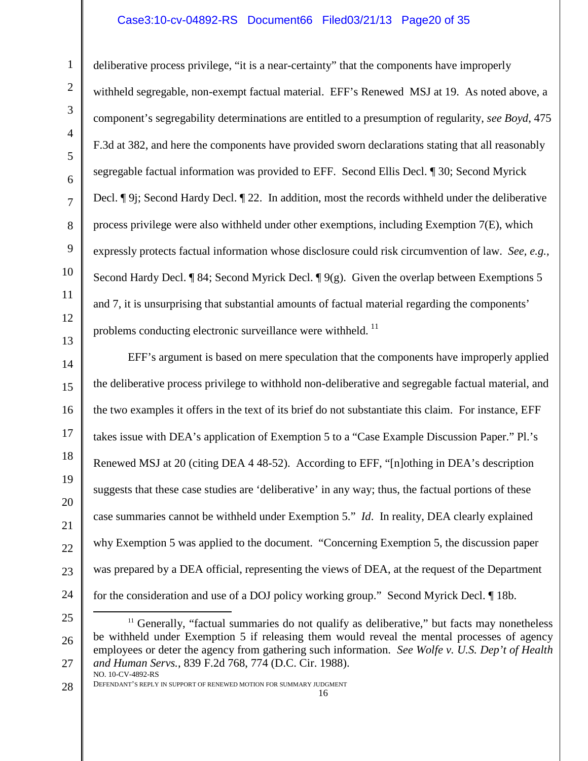deliberative process privilege, "it is a near-certainty" that the components have improperly withheld segregable, non-exempt factual material. EFF's Renewed MSJ at 19. As noted above, a component's segregability determinations are entitled to a presumption of regularity, *see Boyd*, 475 F.3d at 382, and here the components have provided sworn declarations stating that all reasonably segregable factual information was provided to EFF. Second Ellis Decl. ¶ 30; Second Myrick Decl. ¶ 9j; Second Hardy Decl. ¶ 22. In addition, most the records withheld under the deliberative process privilege were also withheld under other exemptions, including Exemption 7(E), which expressly protects factual information whose disclosure could risk circumvention of law. *See, e.g.*, Second Hardy Decl. ¶ 84; Second Myrick Decl. ¶ 9(g). Given the overlap between Exemptions 5 and 7, it is unsurprising that substantial amounts of factual material regarding the components' problems conducting electronic surveillance were withheld.[11]

EFF's argument is based on mere speculation that the components have improperly applied the deliberative process privilege to withhold non-deliberative and segregable factual material, and the two examples it offers in the text of its brief do not substantiate this claim. For instance, EFF takes issue with DEA's application of Exemption 5 to a "Case Example Discussion Paper." Pl.'s Renewed MSJ at 20 (citing DEA 4 48-52). According to EFF, "[n]othing in DEA's description suggests that these case studies are 'deliberative' in any way; thus, the factual portions of these case summaries cannot be withheld under Exemption 5." *Id*. In reality, DEA clearly explained why Exemption 5 was applied to the document. "Concerning Exemption 5, the discussion paper was prepared by a DEA official, representing the views of DEA, at the request of the Department for the consideration and use of a DOJ policy working group." Second Myrick Decl. ¶ 18b.

[11] Generally, "factual summaries do not qualify as deliberative," but facts may nonetheless be withheld under Exemption 5 if releasing them would reveal the mental processes of agency employees or deter the agency from gathering such information. *See Wolfe v. U.S. Dep't of Health and Human Servs.*, 839 F.2d 768, 774 (D.C. Cir. 1988).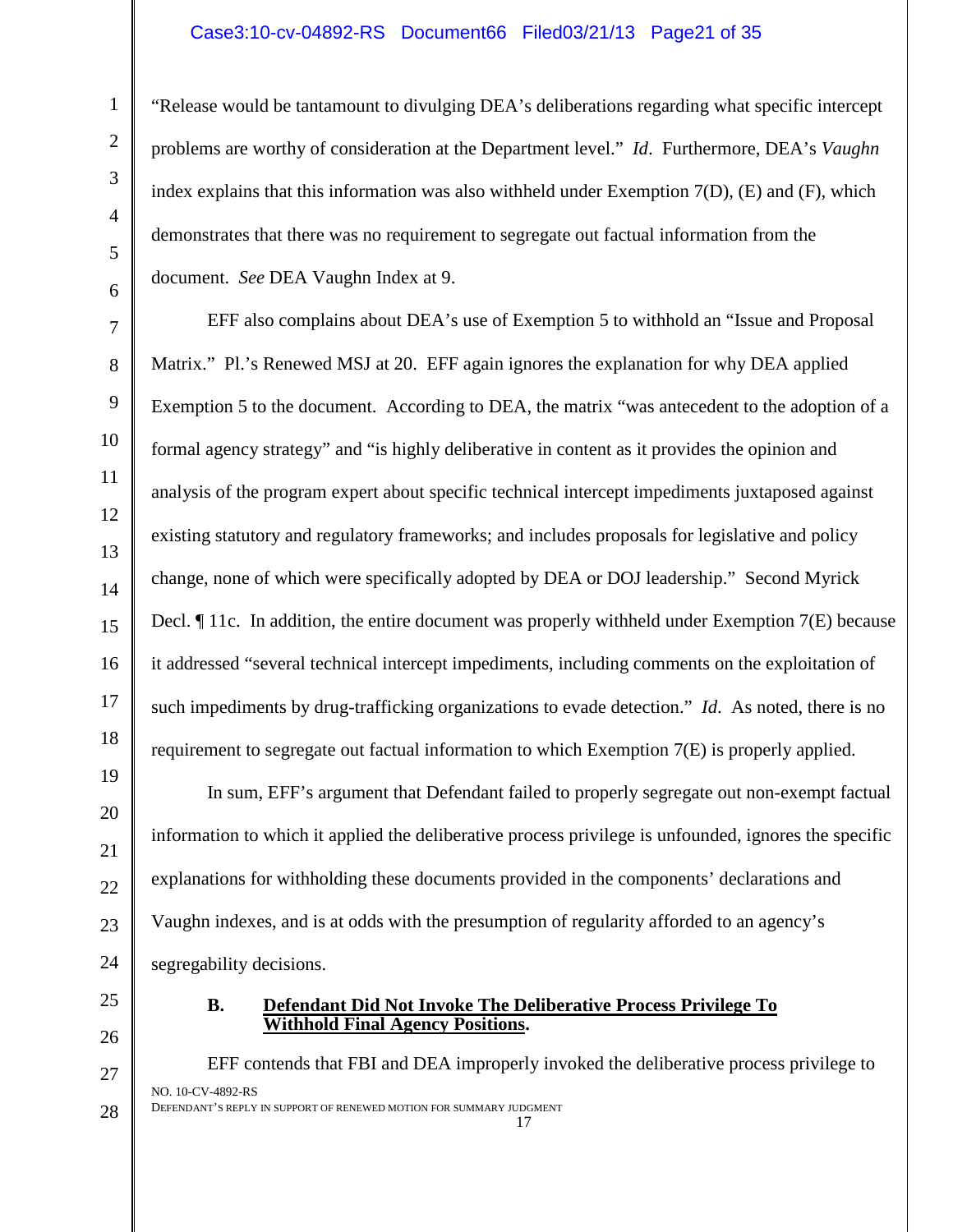"Release would be tantamount to divulging DEA's deliberations regarding what specific intercept problems are worthy of consideration at the Department level." *Id*. Furthermore, DEA's *Vaughn* index explains that this information was also withheld under Exemption 7(D), (E) and (F), which demonstrates that there was no requirement to segregate out factual information from the document. *See* DEA Vaughn Index at 9.

EFF also complains about DEA's use of Exemption 5 to withhold an "Issue and Proposal Matrix." Pl.'s Renewed MSJ at 20. EFF again ignores the explanation for why DEA applied Exemption 5 to the document. According to DEA, the matrix "was antecedent to the adoption of a formal agency strategy" and "is highly deliberative in content as it provides the opinion and analysis of the program expert about specific technical intercept impediments juxtaposed against existing statutory and regulatory frameworks; and includes proposals for legislative and policy change, none of which were specifically adopted by DEA or DOJ leadership." Second Myrick Decl. ¶ 11c. In addition, the entire document was properly withheld under Exemption 7(E) because it addressed "several technical intercept impediments, including comments on the exploitation of such impediments by drug-trafficking organizations to evade detection." *Id*. As noted, there is no requirement to segregate out factual information to which Exemption 7(E) is properly applied.

In sum, EFF's argument that Defendant failed to properly segregate out non-exempt factual information to which it applied the deliberative process privilege is unfounded, ignores the specific explanations for withholding these documents provided in the components' declarations and Vaughn indexes, and is at odds with the presumption of regularity afforded to an agency's segregability decisions.

### B. Defendant Did Not Invoke The Deliberative Process Privilege To Withhold Final Agency Positions.

EFF contends that FBI and DEA improperly invoked the deliberative process privilege to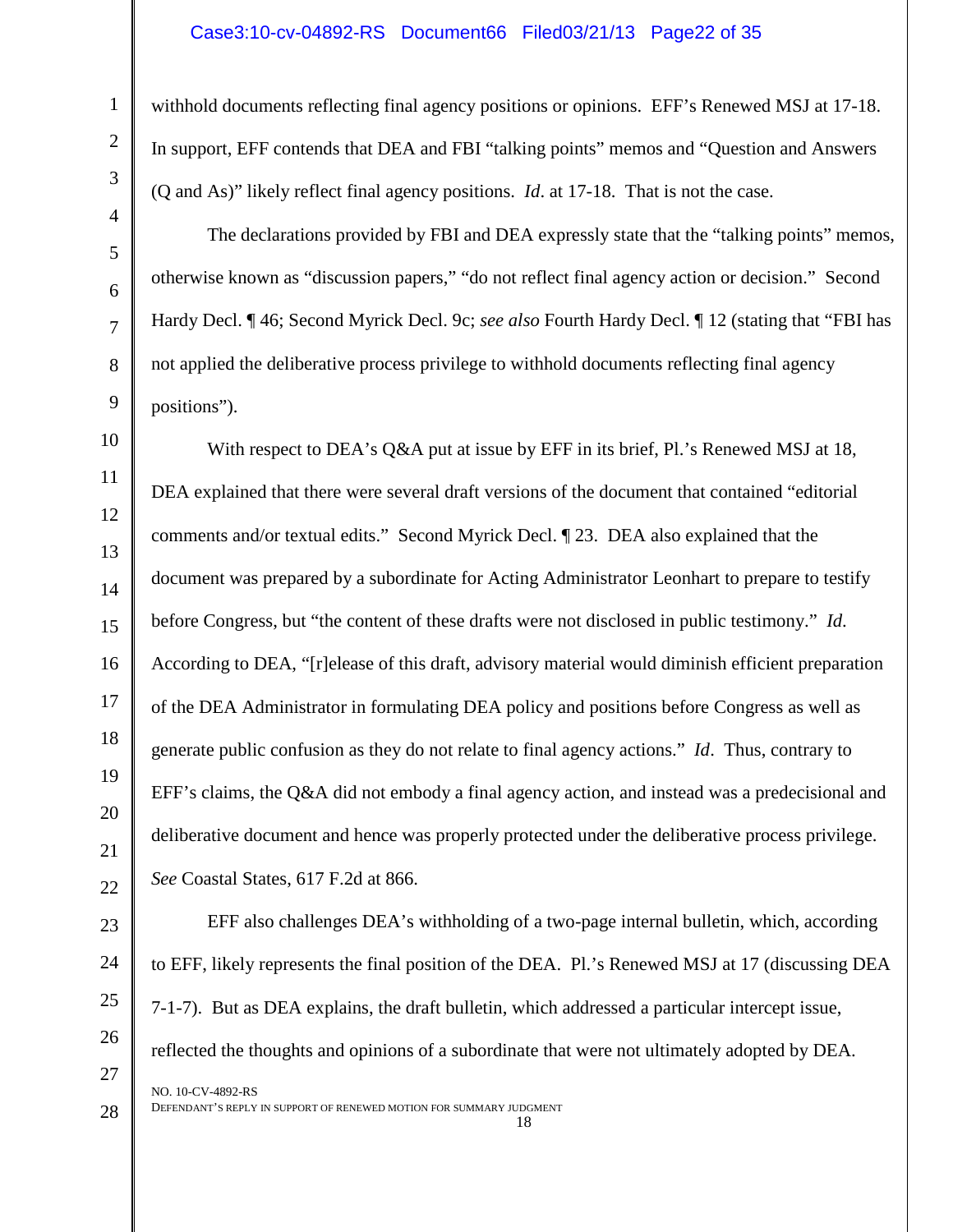withhold documents reflecting final agency positions or opinions. EFF's Renewed MSJ at 17-18. In support, EFF contends that DEA and FBI "talking points" memos and "Question and Answers (Q and As)" likely reflect final agency positions. *Id*. at 17-18. That is not the case.

The declarations provided by FBI and DEA expressly state that the "talking points" memos, otherwise known as "discussion papers," "do not reflect final agency action or decision." Second Hardy Decl. ¶ 46; Second Myrick Decl. 9c; *see also* Fourth Hardy Decl. ¶ 12 (stating that "FBI has not applied the deliberative process privilege to withhold documents reflecting final agency positions").

With respect to DEA's Q&A put at issue by EFF in its brief, Pl.'s Renewed MSJ at 18, DEA explained that there were several draft versions of the document that contained "editorial comments and/or textual edits." Second Myrick Decl. ¶ 23. DEA also explained that the document was prepared by a subordinate for Acting Administrator Leonhart to prepare to testify before Congress, but "the content of these drafts were not disclosed in public testimony." *Id*. According to DEA, "[r]elease of this draft, advisory material would diminish efficient preparation of the DEA Administrator in formulating DEA policy and positions before Congress as well as generate public confusion as they do not relate to final agency actions." *Id*. Thus, contrary to EFF's claims, the Q&A did not embody a final agency action, and instead was a predecisional and deliberative document and hence was properly protected under the deliberative process privilege. *See* Coastal States, 617 F.2d at 866.

EFF also challenges DEA's withholding of a two-page internal bulletin, which, according to EFF, likely represents the final position of the DEA. Pl.'s Renewed MSJ at 17 (discussing DEA 7-1-7). But as DEA explains, the draft bulletin, which addressed a particular intercept issue, reflected the thoughts and opinions of a subordinate that were not ultimately adopted by DEA.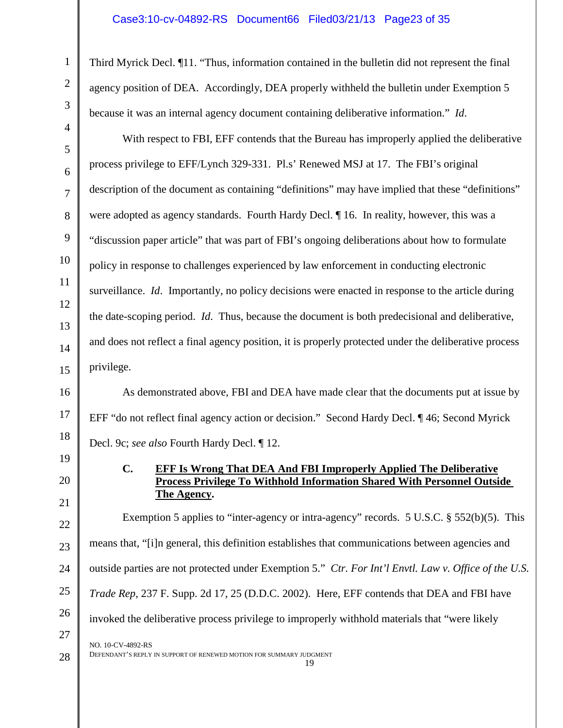Third Myrick Decl. ¶11. "Thus, information contained in the bulletin did not represent the final agency position of DEA. Accordingly, DEA properly withheld the bulletin under Exemption 5 because it was an internal agency document containing deliberative information." *Id*.

With respect to FBI, EFF contends that the Bureau has improperly applied the deliberative process privilege to EFF/Lynch 329-331. Pl.s' Renewed MSJ at 17. The FBI's original description of the document as containing "definitions" may have implied that these "definitions" were adopted as agency standards. Fourth Hardy Decl. ¶ 16. In reality, however, this was a "discussion paper article" that was part of FBI's ongoing deliberations about how to formulate policy in response to challenges experienced by law enforcement in conducting electronic surveillance. *Id*. Importantly, no policy decisions were enacted in response to the article during the date-scoping period. *Id*. Thus, because the document is both predecisional and deliberative, and does not reflect a final agency position, it is properly protected under the deliberative process privilege.

As demonstrated above, FBI and DEA have made clear that the documents put at issue by EFF "do not reflect final agency action or decision." Second Hardy Decl. ¶ 46; Second Myrick Decl. 9c; *see also* Fourth Hardy Decl. ¶ 12.

### C. <u>EFF Is Wrong That DEA And FBI Improperly Applied The Deliberative Process Privilege To Withhold Information Shared With Personnel Outside The Agency</u>.

Exemption 5 applies to "inter-agency or intra-agency" records. 5 U.S.C. § 552(b)(5). This means that, "[i]n general, this definition establishes that communications between agencies and outside parties are not protected under Exemption 5." *Ctr. For Int'l Envtl. Law v. Office of the U.S. Trade Rep*, 237 F. Supp. 2d 17, 25 (D.D.C. 2002). Here, EFF contends that DEA and FBI have invoked the deliberative process privilege to improperly withhold materials that "were likely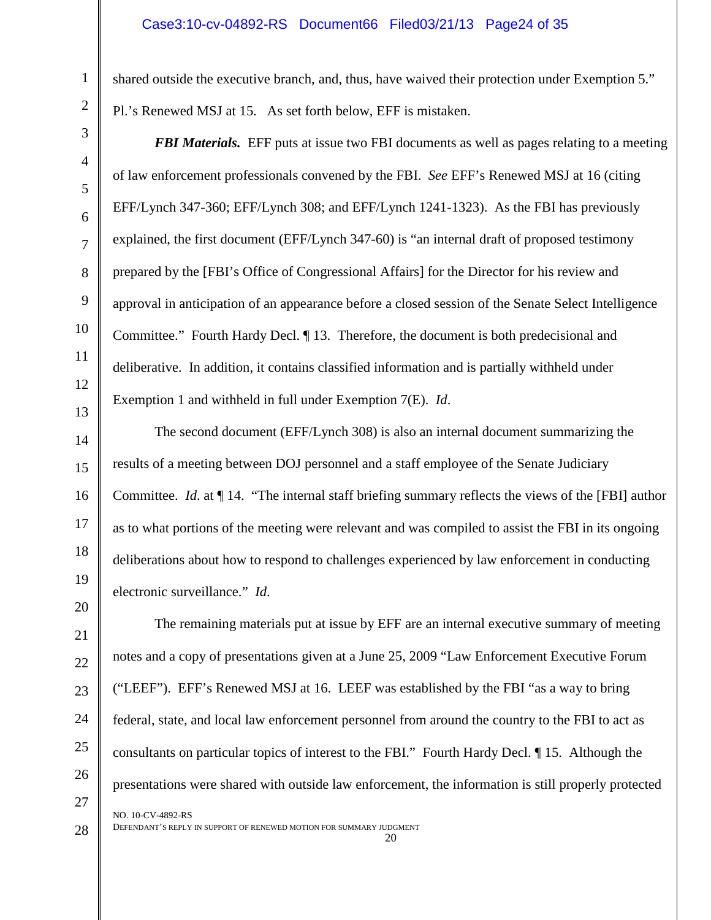shared outside the executive branch, and, thus, have waived their protection under Exemption 5." Pl.'s Renewed MSJ at 15. As set forth below, EFF is mistaken.

***FBI Materials.*** EFF puts at issue two FBI documents as well as pages relating to a meeting of law enforcement professionals convened by the FBI. *See* EFF's Renewed MSJ at 16 (citing EFF/Lynch 347-360; EFF/Lynch 308; and EFF/Lynch 1241-1323). As the FBI has previously explained, the first document (EFF/Lynch 347-60) is "an internal draft of proposed testimony prepared by the [FBI's Office of Congressional Affairs] for the Director for his review and approval in anticipation of an appearance before a closed session of the Senate Select Intelligence Committee." Fourth Hardy Decl. ¶ 13. Therefore, the document is both predecisional and deliberative. In addition, it contains classified information and is partially withheld under Exemption 1 and withheld in full under Exemption 7(E). *Id.*

The second document (EFF/Lynch 308) is also an internal document summarizing the results of a meeting between DOJ personnel and a staff employee of the Senate Judiciary Committee. *Id.* at ¶ 14. "The internal staff briefing summary reflects the views of the [FBI] author as to what portions of the meeting were relevant and was compiled to assist the FBI in its ongoing deliberations about how to respond to challenges experienced by law enforcement in conducting electronic surveillance." *Id.*

The remaining materials put at issue by EFF are an internal executive summary of meeting notes and a copy of presentations given at a June 25, 2009 "Law Enforcement Executive Forum ("LEEF"). EFF's Renewed MSJ at 16. LEEF was established by the FBI "as a way to bring federal, state, and local law enforcement personnel from around the country to the FBI to act as consultants on particular topics of interest to the FBI." Fourth Hardy Decl. ¶ 15. Although the presentations were shared with outside law enforcement, the information is still properly protected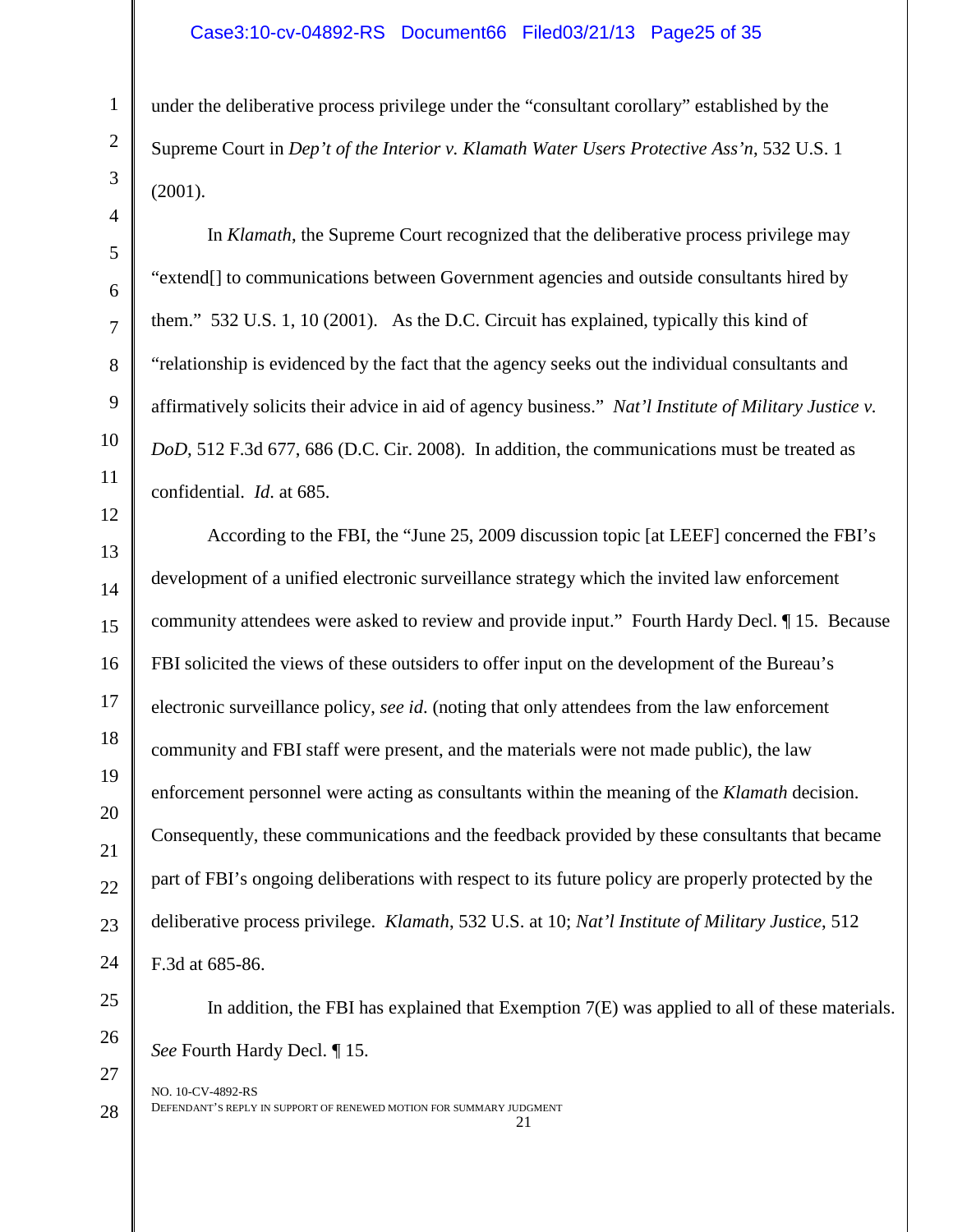under the deliberative process privilege under the "consultant corollary" established by the Supreme Court in *Dep't of the Interior v. Klamath Water Users Protective Ass'n*, 532 U.S. 1 (2001).

In *Klamath*, the Supreme Court recognized that the deliberative process privilege may "extend[] to communications between Government agencies and outside consultants hired by them." 532 U.S. 1, 10 (2001). As the D.C. Circuit has explained, typically this kind of "relationship is evidenced by the fact that the agency seeks out the individual consultants and affirmatively solicits their advice in aid of agency business." *Nat'l Institute of Military Justice v. DoD*, 512 F.3d 677, 686 (D.C. Cir. 2008). In addition, the communications must be treated as confidential. *Id.* at 685.

According to the FBI, the "June 25, 2009 discussion topic [at LEEF] concerned the FBI's development of a unified electronic surveillance strategy which the invited law enforcement community attendees were asked to review and provide input." Fourth Hardy Decl. ¶ 15. Because FBI solicited the views of these outsiders to offer input on the development of the Bureau's electronic surveillance policy, *see id.* (noting that only attendees from the law enforcement community and FBI staff were present, and the materials were not made public), the law enforcement personnel were acting as consultants within the meaning of the *Klamath* decision. Consequently, these communications and the feedback provided by these consultants that became part of FBI's ongoing deliberations with respect to its future policy are properly protected by the deliberative process privilege. *Klamath*, 532 U.S. at 10; *Nat'l Institute of Military Justice*, 512 F.3d at 685-86.

In addition, the FBI has explained that Exemption 7(E) was applied to all of these materials. *See* Fourth Hardy Decl. ¶ 15.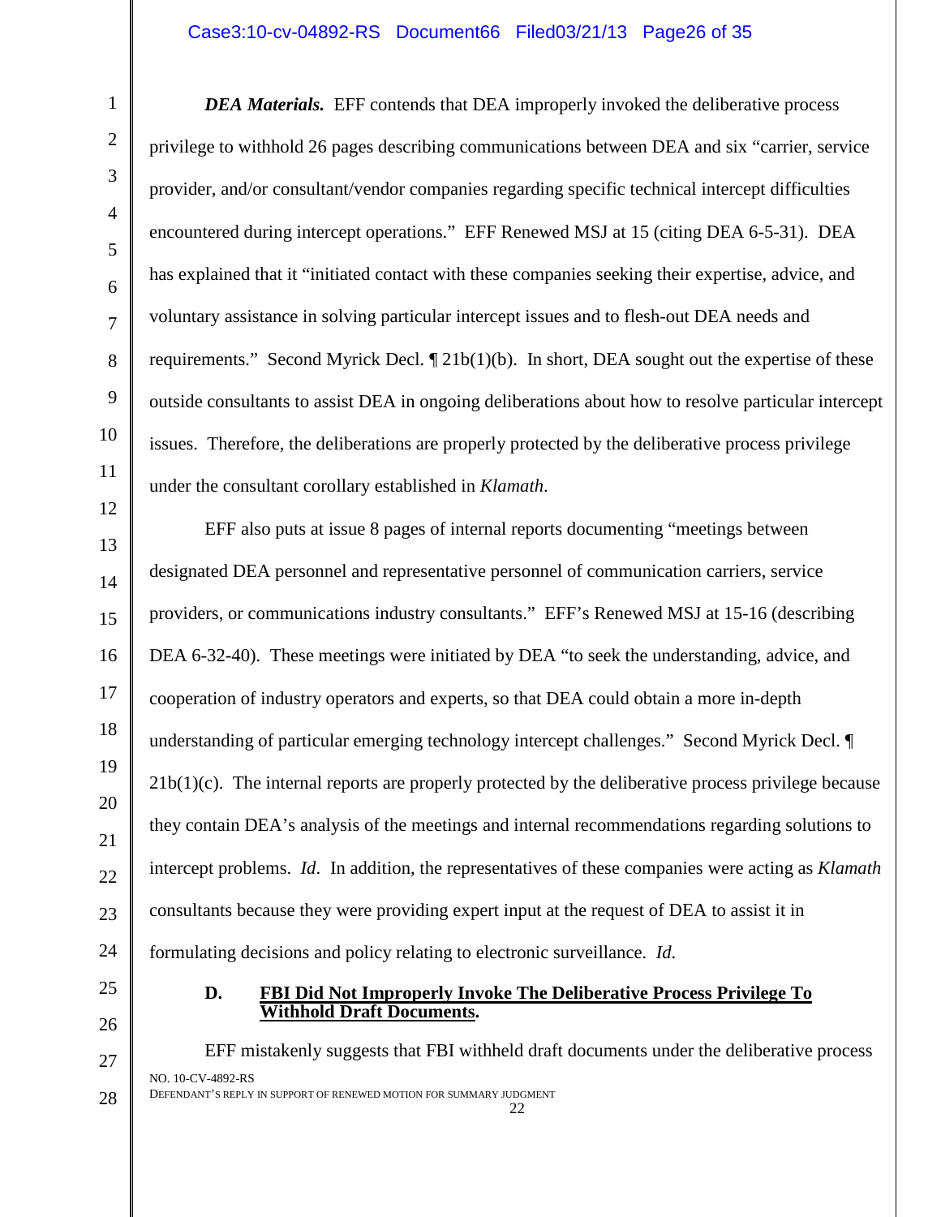***DEA Materials.*** EFF contends that DEA improperly invoked the deliberative process privilege to withhold 26 pages describing communications between DEA and six "carrier, service provider, and/or consultant/vendor companies regarding specific technical intercept difficulties encountered during intercept operations." EFF Renewed MSJ at 15 (citing DEA 6-5-31). DEA has explained that it "initiated contact with these companies seeking their expertise, advice, and voluntary assistance in solving particular intercept issues and to flesh-out DEA needs and requirements." Second Myrick Decl. ¶ 21b(1)(b). In short, DEA sought out the expertise of these outside consultants to assist DEA in ongoing deliberations about how to resolve particular intercept issues. Therefore, the deliberations are properly protected by the deliberative process privilege under the consultant corollary established in *Klamath*.

EFF also puts at issue 8 pages of internal reports documenting "meetings between designated DEA personnel and representative personnel of communication carriers, service providers, or communications industry consultants." EFF's Renewed MSJ at 15-16 (describing DEA 6-32-40). These meetings were initiated by DEA "to seek the understanding, advice, and cooperation of industry operators and experts, so that DEA could obtain a more in-depth understanding of particular emerging technology intercept challenges." Second Myrick Decl. ¶ 21b(1)(c). The internal reports are properly protected by the deliberative process privilege because they contain DEA's analysis of the meetings and internal recommendations regarding solutions to intercept problems. *Id*. In addition, the representatives of these companies were acting as *Klamath* consultants because they were providing expert input at the request of DEA to assist it in formulating decisions and policy relating to electronic surveillance. *Id.*

### D. <u>FBI Did Not Improperly Invoke The Deliberative Process Privilege To Withhold Draft Documents</u>.

EFF mistakenly suggests that FBI withheld draft documents under the deliberative process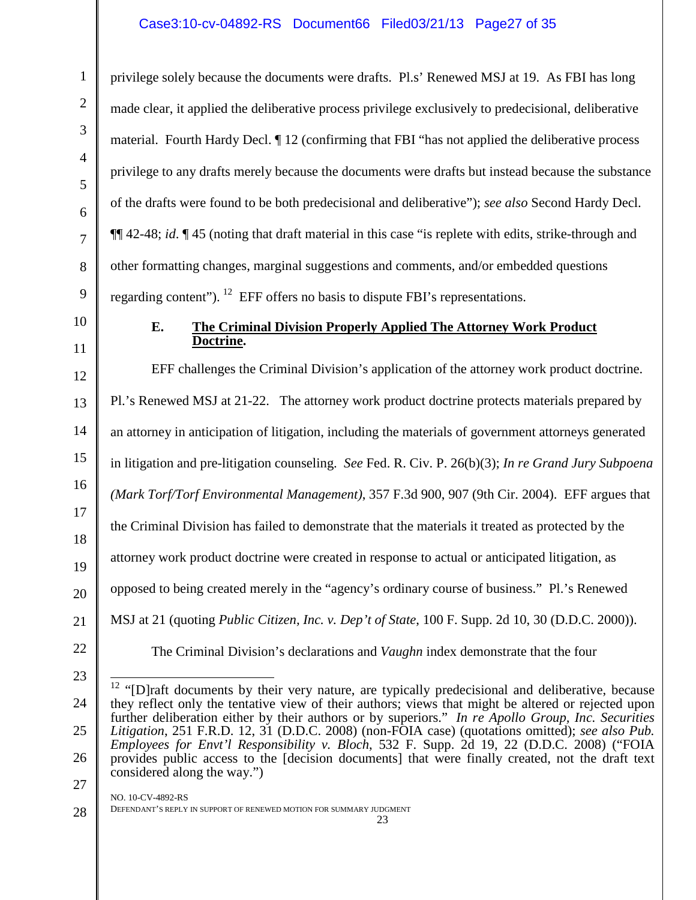privilege solely because the documents were drafts. Pl.s' Renewed MSJ at 19. As FBI has long made clear, it applied the deliberative process privilege exclusively to predecisional, deliberative material. Fourth Hardy Decl. ¶ 12 (confirming that FBI "has not applied the deliberative process privilege to any drafts merely because the documents were drafts but instead because the substance of the drafts were found to be both predecisional and deliberative"); *see also* Second Hardy Decl. ¶¶ 42-48; *id*. ¶ 45 (noting that draft material in this case "is replete with edits, strike-through and other formatting changes, marginal suggestions and comments, and/or embedded questions regarding content").[12] EFF offers no basis to dispute FBI's representations.

### E. The Criminal Division Properly Applied The Attorney Work Product Doctrine.

EFF challenges the Criminal Division's application of the attorney work product doctrine. Pl.'s Renewed MSJ at 21-22. The attorney work product doctrine protects materials prepared by an attorney in anticipation of litigation, including the materials of government attorneys generated in litigation and pre-litigation counseling. *See* Fed. R. Civ. P. 26(b)(3); *In re Grand Jury Subpoena (Mark Torf/Torf Environmental Management)*, 357 F.3d 900, 907 (9th Cir. 2004). EFF argues that the Criminal Division has failed to demonstrate that the materials it treated as protected by the attorney work product doctrine were created in response to actual or anticipated litigation, as opposed to being created merely in the "agency's ordinary course of business." Pl.'s Renewed MSJ at 21 (quoting *Public Citizen, Inc. v. Dep't of State*, 100 F. Supp. 2d 10, 30 (D.D.C. 2000)).

The Criminal Division's declarations and *Vaughn* index demonstrate that the four

---

[12] "[D]raft documents by their very nature, are typically predecisional and deliberative, because they reflect only the tentative view of their authors; views that might be altered or rejected upon further deliberation either by their authors or by superiors." *In re Apollo Group, Inc. Securities Litigation*, 251 F.R.D. 12, 31 (D.D.C. 2008) (non-FOIA case) (quotations omitted); *see also Pub. Employees for Envt'l Responsibility v. Bloch*, 532 F. Supp. 2d 19, 22 (D.D.C. 2008) ("FOIA provides public access to the [decision documents] that were finally created, not the draft text considered along the way.")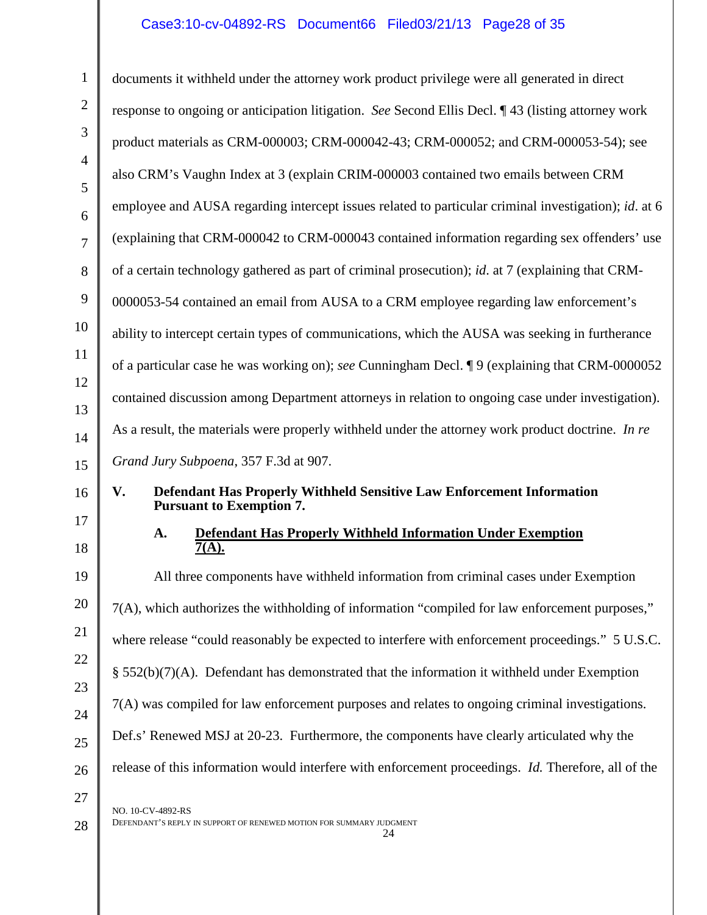documents it withheld under the attorney work product privilege were all generated in direct response to ongoing or anticipation litigation. *See* Second Ellis Decl. ¶ 43 (listing attorney work product materials as CRM-000003; CRM-000042-43; CRM-000052; and CRM-000053-54); see also CRM's Vaughn Index at 3 (explain CRIM-000003 contained two emails between CRM employee and AUSA regarding intercept issues related to particular criminal investigation); *id*. at 6 (explaining that CRM-000042 to CRM-000043 contained information regarding sex offenders' use of a certain technology gathered as part of criminal prosecution); *id*. at 7 (explaining that CRM-0000053-54 contained an email from AUSA to a CRM employee regarding law enforcement's ability to intercept certain types of communications, which the AUSA was seeking in furtherance of a particular case he was working on); *see* Cunningham Decl. ¶ 9 (explaining that CRM-0000052 contained discussion among Department attorneys in relation to ongoing case under investigation). As a result, the materials were properly withheld under the attorney work product doctrine. *In re Grand Jury Subpoena*, 357 F.3d at 907.

## V. Defendant Has Properly Withheld Sensitive Law Enforcement Information Pursuant to Exemption 7.

### A. Defendant Has Properly Withheld Information Under Exemption 7(A).

All three components have withheld information from criminal cases under Exemption 7(A), which authorizes the withholding of information "compiled for law enforcement purposes," where release "could reasonably be expected to interfere with enforcement proceedings." 5 U.S.C. § 552(b)(7)(A). Defendant has demonstrated that the information it withheld under Exemption 7(A) was compiled for law enforcement purposes and relates to ongoing criminal investigations. Def.s' Renewed MSJ at 20-23. Furthermore, the components have clearly articulated why the release of this information would interfere with enforcement proceedings. *Id.* Therefore, all of the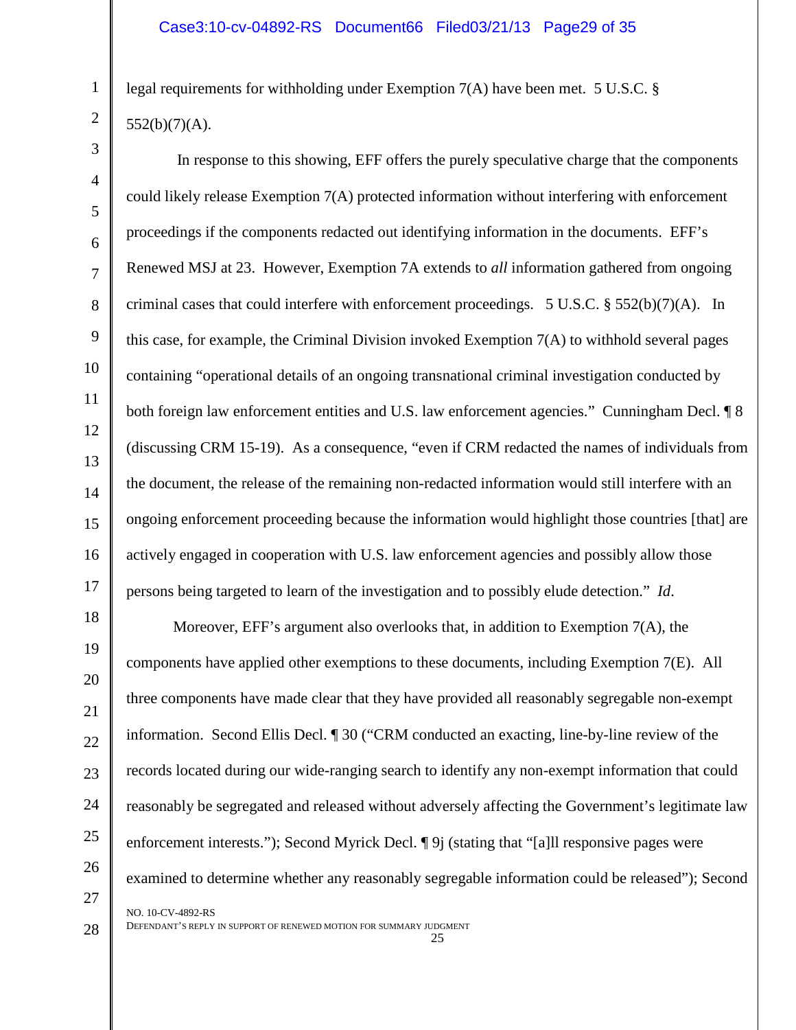legal requirements for withholding under Exemption 7(A) have been met. 5 U.S.C. § 552(b)(7)(A).

In response to this showing, EFF offers the purely speculative charge that the components could likely release Exemption 7(A) protected information without interfering with enforcement proceedings if the components redacted out identifying information in the documents. EFF's Renewed MSJ at 23. However, Exemption 7A extends to *all* information gathered from ongoing criminal cases that could interfere with enforcement proceedings. 5 U.S.C. § 552(b)(7)(A). In this case, for example, the Criminal Division invoked Exemption 7(A) to withhold several pages containing "operational details of an ongoing transnational criminal investigation conducted by both foreign law enforcement entities and U.S. law enforcement agencies." Cunningham Decl. ¶ 8 (discussing CRM 15-19). As a consequence, "even if CRM redacted the names of individuals from the document, the release of the remaining non-redacted information would still interfere with an ongoing enforcement proceeding because the information would highlight those countries [that] are actively engaged in cooperation with U.S. law enforcement agencies and possibly allow those persons being targeted to learn of the investigation and to possibly elude detection." *Id*.

Moreover, EFF's argument also overlooks that, in addition to Exemption 7(A), the components have applied other exemptions to these documents, including Exemption 7(E). All three components have made clear that they have provided all reasonably segregable non-exempt information. Second Ellis Decl. ¶ 30 ("CRM conducted an exacting, line-by-line review of the records located during our wide-ranging search to identify any non-exempt information that could reasonably be segregated and released without adversely affecting the Government's legitimate law enforcement interests."); Second Myrick Decl. ¶ 9j (stating that "[a]ll responsive pages were examined to determine whether any reasonably segregable information could be released"); Second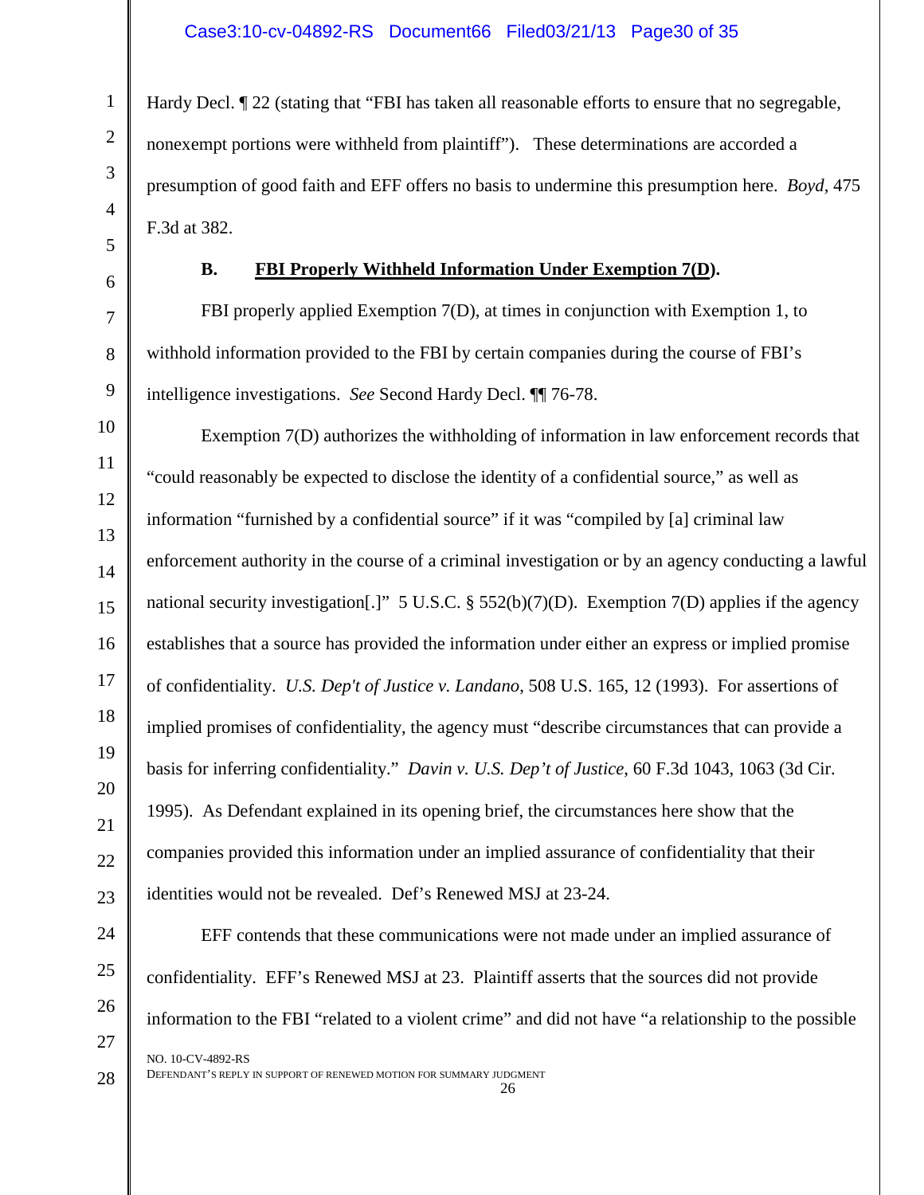Hardy Decl. ¶ 22 (stating that "FBI has taken all reasonable efforts to ensure that no segregable, nonexempt portions were withheld from plaintiff"). These determinations are accorded a presumption of good faith and EFF offers no basis to undermine this presumption here. *Boyd*, 475 F.3d at 382.

### B. FBI Properly Withheld Information Under Exemption 7(D).

FBI properly applied Exemption 7(D), at times in conjunction with Exemption 1, to withhold information provided to the FBI by certain companies during the course of FBI's intelligence investigations. *See* Second Hardy Decl. ¶¶ 76-78.

Exemption 7(D) authorizes the withholding of information in law enforcement records that "could reasonably be expected to disclose the identity of a confidential source," as well as information "furnished by a confidential source" if it was "compiled by [a] criminal law enforcement authority in the course of a criminal investigation or by an agency conducting a lawful national security investigation[.]" 5 U.S.C. § 552(b)(7)(D). Exemption 7(D) applies if the agency establishes that a source has provided the information under either an express or implied promise of confidentiality. *U.S. Dep't of Justice v. Landano*, 508 U.S. 165, 12 (1993). For assertions of implied promises of confidentiality, the agency must "describe circumstances that can provide a basis for inferring confidentiality." *Davin v. U.S. Dep't of Justice*, 60 F.3d 1043, 1063 (3d Cir. 1995). As Defendant explained in its opening brief, the circumstances here show that the companies provided this information under an implied assurance of confidentiality that their identities would not be revealed. Def's Renewed MSJ at 23-24.

EFF contends that these communications were not made under an implied assurance of confidentiality. EFF's Renewed MSJ at 23. Plaintiff asserts that the sources did not provide information to the FBI "related to a violent crime" and did not have "a relationship to the possible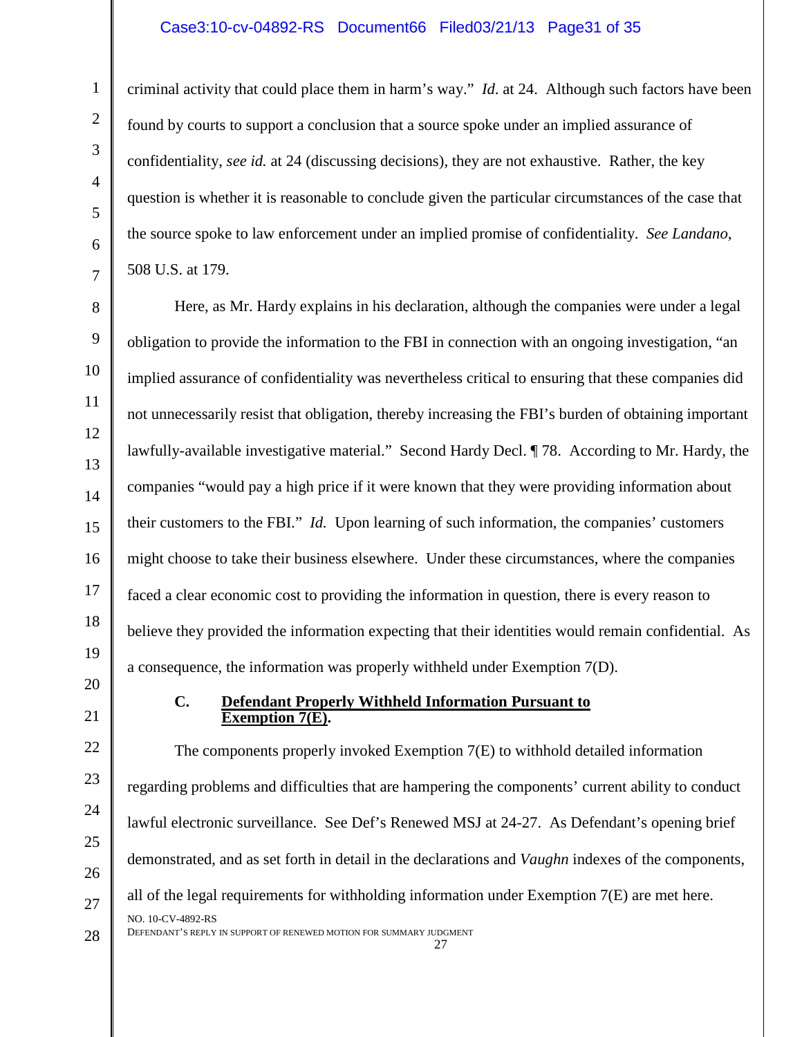criminal activity that could place them in harm's way." *Id.* at 24. Although such factors have been found by courts to support a conclusion that a source spoke under an implied assurance of confidentiality, *see id.* at 24 (discussing decisions), they are not exhaustive. Rather, the key question is whether it is reasonable to conclude given the particular circumstances of the case that the source spoke to law enforcement under an implied promise of confidentiality. *See Landano*, 508 U.S. at 179.

Here, as Mr. Hardy explains in his declaration, although the companies were under a legal obligation to provide the information to the FBI in connection with an ongoing investigation, "an implied assurance of confidentiality was nevertheless critical to ensuring that these companies did not unnecessarily resist that obligation, thereby increasing the FBI's burden of obtaining important lawfully-available investigative material." Second Hardy Decl. ¶ 78. According to Mr. Hardy, the companies "would pay a high price if it were known that they were providing information about their customers to the FBI." *Id.* Upon learning of such information, the companies' customers might choose to take their business elsewhere. Under these circumstances, where the companies faced a clear economic cost to providing the information in question, there is every reason to believe they provided the information expecting that their identities would remain confidential. As a consequence, the information was properly withheld under Exemption 7(D).

### C. <u>Defendant Properly Withheld Information Pursuant to Exemption 7(E).</u>

The components properly invoked Exemption 7(E) to withhold detailed information regarding problems and difficulties that are hampering the components' current ability to conduct lawful electronic surveillance. See Def's Renewed MSJ at 24-27. As Defendant's opening brief demonstrated, and as set forth in detail in the declarations and *Vaughn* indexes of the components, all of the legal requirements for withholding information under Exemption 7(E) are met here.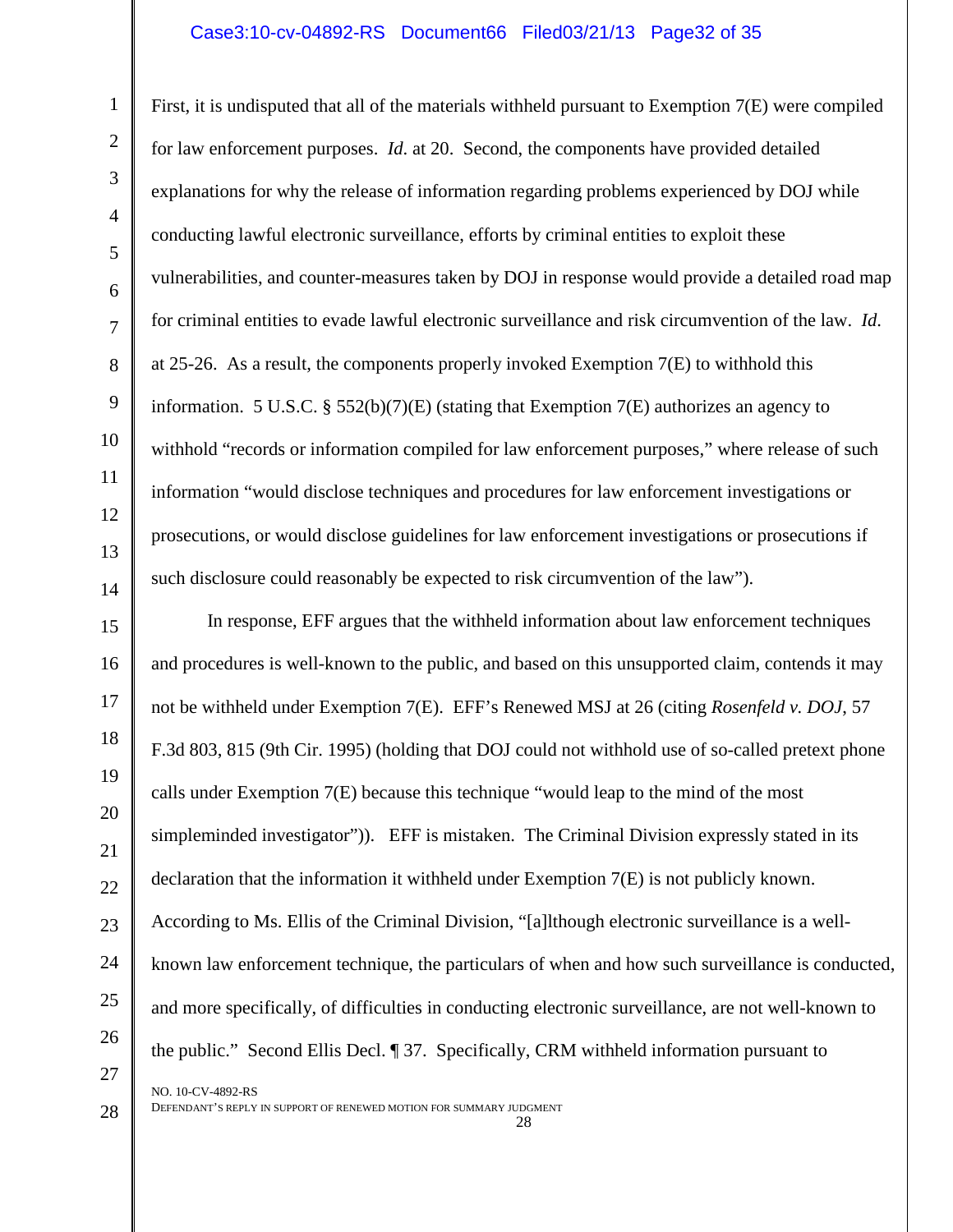First, it is undisputed that all of the materials withheld pursuant to Exemption 7(E) were compiled for law enforcement purposes. *Id.* at 20. Second, the components have provided detailed explanations for why the release of information regarding problems experienced by DOJ while conducting lawful electronic surveillance, efforts by criminal entities to exploit these vulnerabilities, and counter-measures taken by DOJ in response would provide a detailed road map for criminal entities to evade lawful electronic surveillance and risk circumvention of the law. *Id.* at 25-26. As a result, the components properly invoked Exemption 7(E) to withhold this information. 5 U.S.C. § 552(b)(7)(E) (stating that Exemption 7(E) authorizes an agency to withhold "records or information compiled for law enforcement purposes," where release of such information "would disclose techniques and procedures for law enforcement investigations or prosecutions, or would disclose guidelines for law enforcement investigations or prosecutions if such disclosure could reasonably be expected to risk circumvention of the law").

In response, EFF argues that the withheld information about law enforcement techniques and procedures is well-known to the public, and based on this unsupported claim, contends it may not be withheld under Exemption 7(E). EFF's Renewed MSJ at 26 (citing *Rosenfeld v. DOJ*, 57 F.3d 803, 815 (9th Cir. 1995) (holding that DOJ could not withhold use of so-called pretext phone calls under Exemption 7(E) because this technique "would leap to the mind of the most simpleminded investigator")). EFF is mistaken. The Criminal Division expressly stated in its declaration that the information it withheld under Exemption 7(E) is not publicly known. According to Ms. Ellis of the Criminal Division, "[a]lthough electronic surveillance is a well-known law enforcement technique, the particulars of when and how such surveillance is conducted, and more specifically, of difficulties in conducting electronic surveillance, are not well-known to the public." Second Ellis Decl. ¶ 37. Specifically, CRM withheld information pursuant to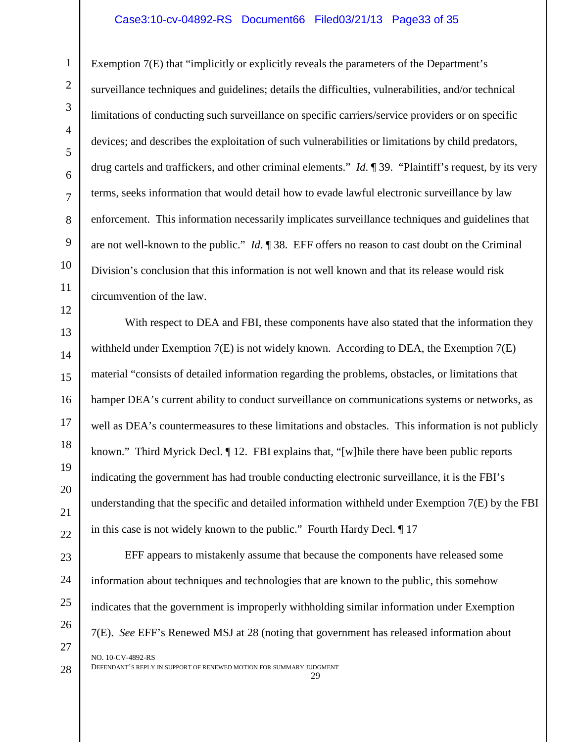Exemption 7(E) that "implicitly or explicitly reveals the parameters of the Department's surveillance techniques and guidelines; details the difficulties, vulnerabilities, and/or technical limitations of conducting such surveillance on specific carriers/service providers or on specific devices; and describes the exploitation of such vulnerabilities or limitations by child predators, drug cartels and traffickers, and other criminal elements." *Id.* ¶ 39. "Plaintiff's request, by its very terms, seeks information that would detail how to evade lawful electronic surveillance by law enforcement. This information necessarily implicates surveillance techniques and guidelines that are not well-known to the public." *Id.* ¶ 38. EFF offers no reason to cast doubt on the Criminal Division's conclusion that this information is not well known and that its release would risk circumvention of the law.

With respect to DEA and FBI, these components have also stated that the information they withheld under Exemption 7(E) is not widely known. According to DEA, the Exemption 7(E) material "consists of detailed information regarding the problems, obstacles, or limitations that hamper DEA's current ability to conduct surveillance on communications systems or networks, as well as DEA's countermeasures to these limitations and obstacles. This information is not publicly known." Third Myrick Decl. ¶ 12. FBI explains that, "[w]hile there have been public reports indicating the government has had trouble conducting electronic surveillance, it is the FBI's understanding that the specific and detailed information withheld under Exemption 7(E) by the FBI in this case is not widely known to the public." Fourth Hardy Decl. ¶ 17

EFF appears to mistakenly assume that because the components have released some information about techniques and technologies that are known to the public, this somehow indicates that the government is improperly withholding similar information under Exemption 7(E). *See* EFF's Renewed MSJ at 28 (noting that government has released information about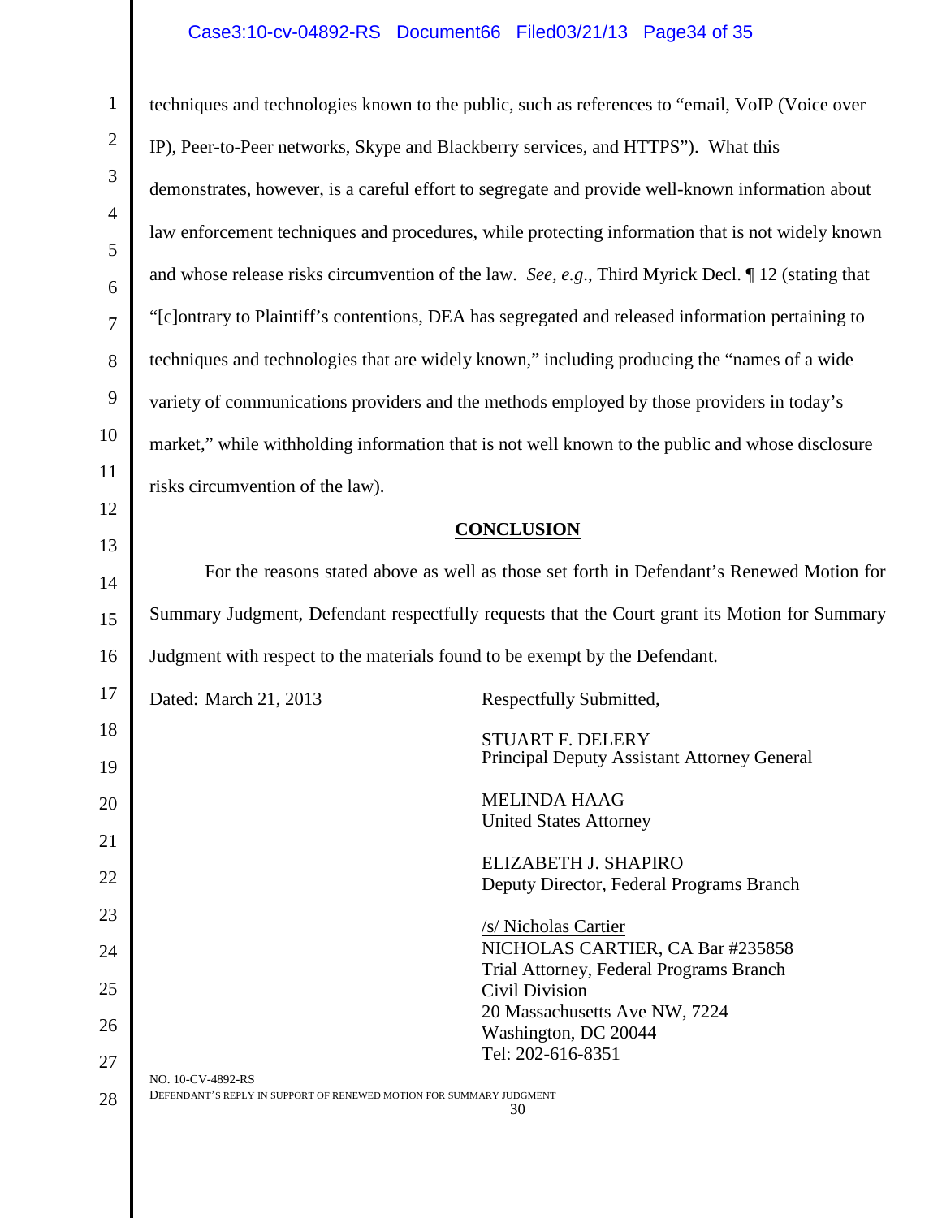techniques and technologies known to the public, such as references to "email, VoIP (Voice over IP), Peer-to-Peer networks, Skype and Blackberry services, and HTTPS"). What this demonstrates, however, is a careful effort to segregate and provide well-known information about law enforcement techniques and procedures, while protecting information that is not widely known and whose release risks circumvention of the law. *See, e.g.*, Third Myrick Decl. ¶ 12 (stating that "[c]ontrary to Plaintiff's contentions, DEA has segregated and released information pertaining to techniques and technologies that are widely known," including producing the "names of a wide variety of communications providers and the methods employed by those providers in today's market," while withholding information that is not well known to the public and whose disclosure risks circumvention of the law).

## CONCLUSION

For the reasons stated above as well as those set forth in Defendant's Renewed Motion for Summary Judgment, Defendant respectfully requests that the Court grant its Motion for Summary Judgment with respect to the materials found to be exempt by the Defendant.

Dated: March 21, 2013

Respectfully Submitted,

STUART F. DELERY
Principal Deputy Assistant Attorney General

MELINDA HAAG
United States Attorney

ELIZABETH J. SHAPIRO
Deputy Director, Federal Programs Branch

/s/ Nicholas Cartier
NICHOLAS CARTIER, CA Bar #235858
Trial Attorney, Federal Programs Branch
Civil Division
20 Massachusetts Ave NW, 7224
Washington, DC 20044
Tel: 202-616-8351

NO. 10-CV-4892-RS
DEFENDANT'S REPLY IN SUPPORT OF RENEWED MOTION FOR SUMMARY JUDGMENT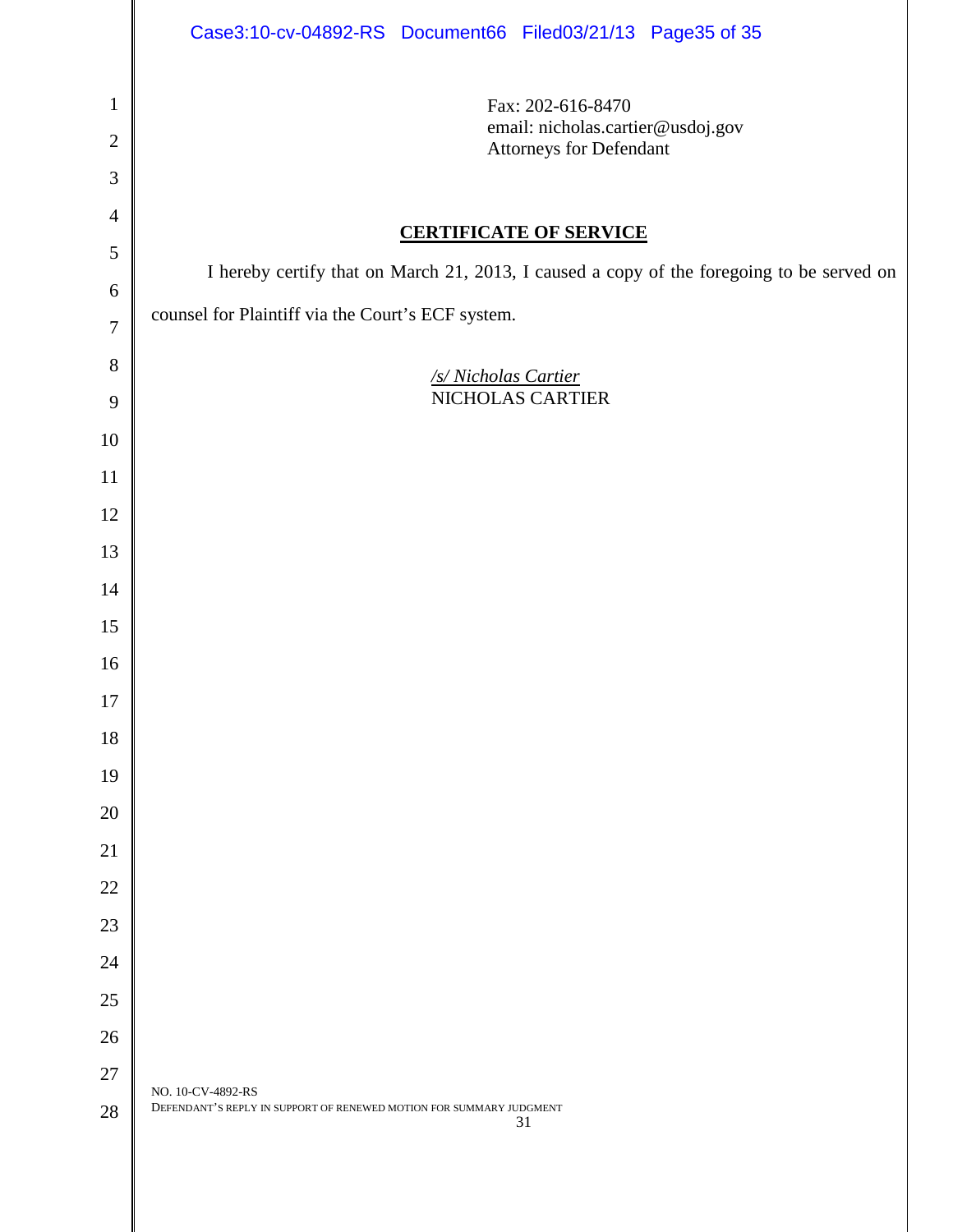Fax: 202-616-8470
email: nicholas.cartier@usdoj.gov
Attorneys for Defendant

**CERTIFICATE OF SERVICE**

I hereby certify that on March 21, 2013, I caused a copy of the foregoing to be served on counsel for Plaintiff via the Court's ECF system.

*/s/ Nicholas Cartier*
NICHOLAS CARTIER

NO. 10-CV-4892-RS
DEFENDANT'S REPLY IN SUPPORT OF RENEWED MOTION FOR SUMMARY JUDGMENT